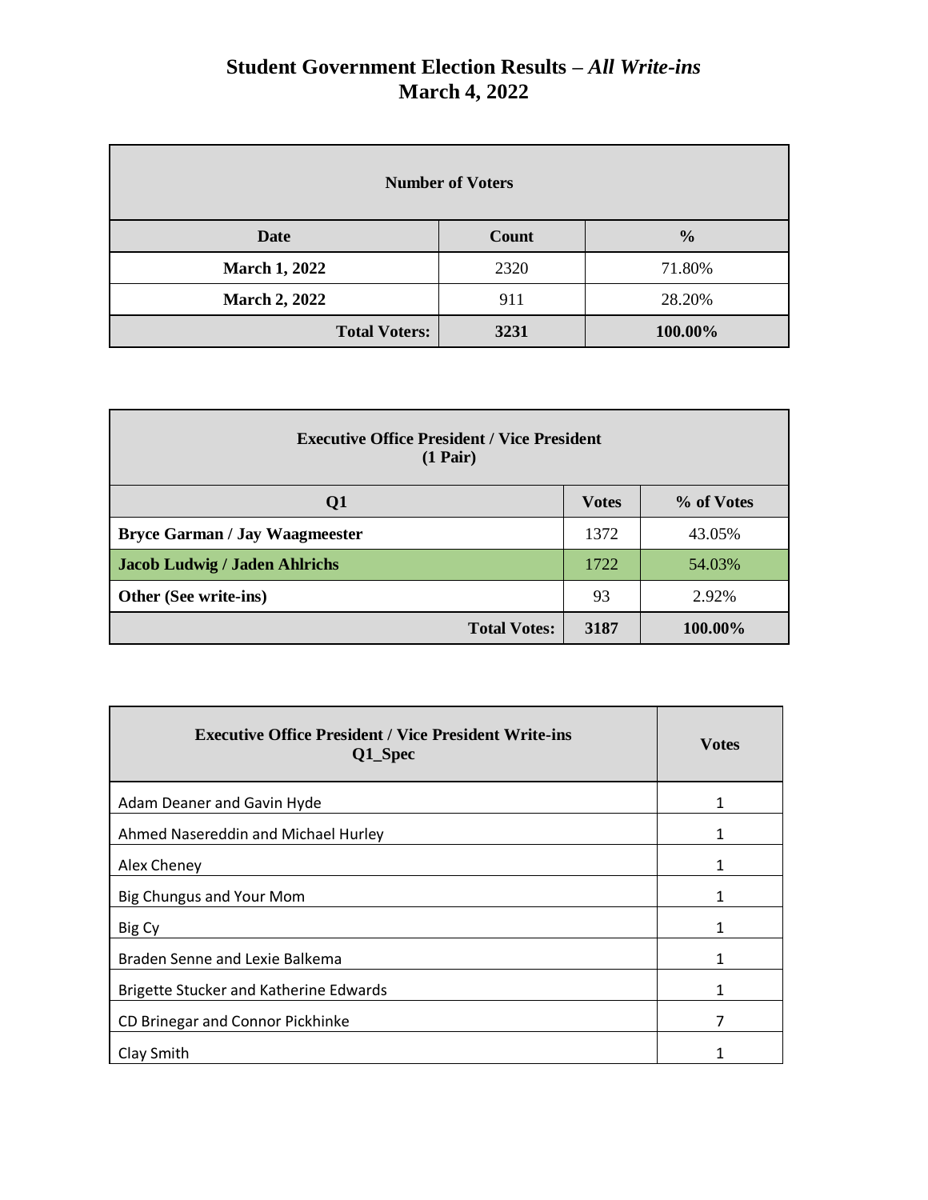# Student Government Election Results – *All Write-ins*
## March 4, 2022

| Number of Voters | | |
|---|---|---|
| **Date** | **Count** | **%** |
| **March 1, 2022** | 2320 | 71.80% |
| **March 2, 2022** | 911 | 28.20% |
| **Total Voters:** | **3231** | **100.00%** |

| Executive Office President / Vice President (1 Pair) | | |
|---|---|---|
| **Q1** | **Votes** | **% of Votes** |
| **Bryce Garman / Jay Waagmeester** | 1372 | 43.05% |
| **Jacob Ludwig / Jaden Ahlrichs** | 1722 | 54.03% |
| **Other (See write-ins)** | 93 | 2.92% |
| **Total Votes:** | **3187** | **100.00%** |

| Executive Office President / Vice President Write-ins Q1_Spec | Votes |
|---|---|
| Adam Deaner and Gavin Hyde | 1 |
| Ahmed Nasereddin and Michael Hurley | 1 |
| Alex Cheney | 1 |
| Big Chungus and Your Mom | 1 |
| Big Cy | 1 |
| Braden Senne and Lexie Balkema | 1 |
| Brigette Stucker and Katherine Edwards | 1 |
| CD Brinegar and Connor Pickhinke | 7 |
| Clay Smith | 1 |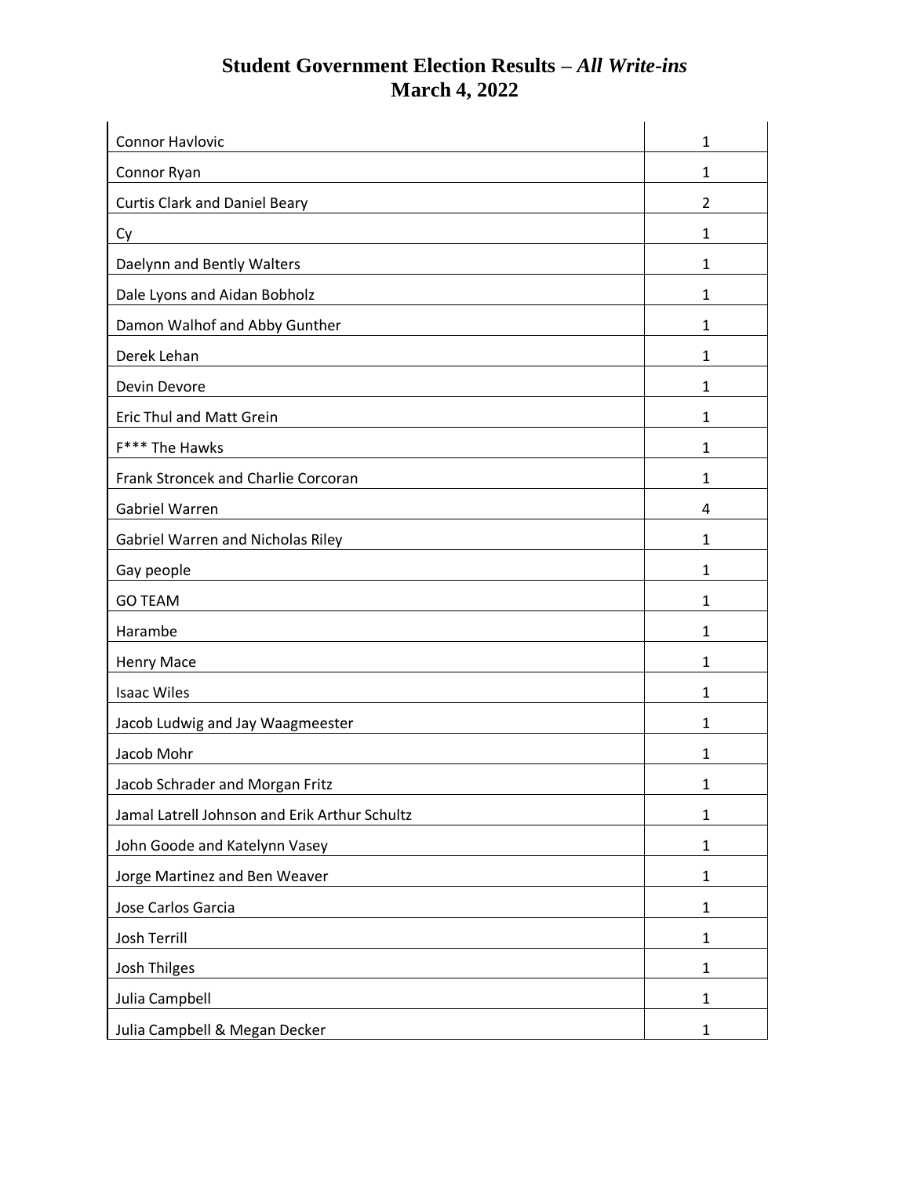# Student Government Election Results – *All Write-ins*
# March 4, 2022

| | |
|---|---|
| Connor Havlovic | 1 |
| Connor Ryan | 1 |
| Curtis Clark and Daniel Beary | 2 |
| Cy | 1 |
| Daelynn and Bently Walters | 1 |
| Dale Lyons and Aidan Bobholz | 1 |
| Damon Walhof and Abby Gunther | 1 |
| Derek Lehan | 1 |
| Devin Devore | 1 |
| Eric Thul and Matt Grein | 1 |
| F*** The Hawks | 1 |
| Frank Stroncek and Charlie Corcoran | 1 |
| Gabriel Warren | 4 |
| Gabriel Warren and Nicholas Riley | 1 |
| Gay people | 1 |
| GO TEAM | 1 |
| Harambe | 1 |
| Henry Mace | 1 |
| Isaac Wiles | 1 |
| Jacob Ludwig and Jay Waagmeester | 1 |
| Jacob Mohr | 1 |
| Jacob Schrader and Morgan Fritz | 1 |
| Jamal Latrell Johnson and Erik Arthur Schultz | 1 |
| John Goode and Katelynn Vasey | 1 |
| Jorge Martinez and Ben Weaver | 1 |
| Jose Carlos Garcia | 1 |
| Josh Terrill | 1 |
| Josh Thilges | 1 |
| Julia Campbell | 1 |
| Julia Campbell & Megan Decker | 1 |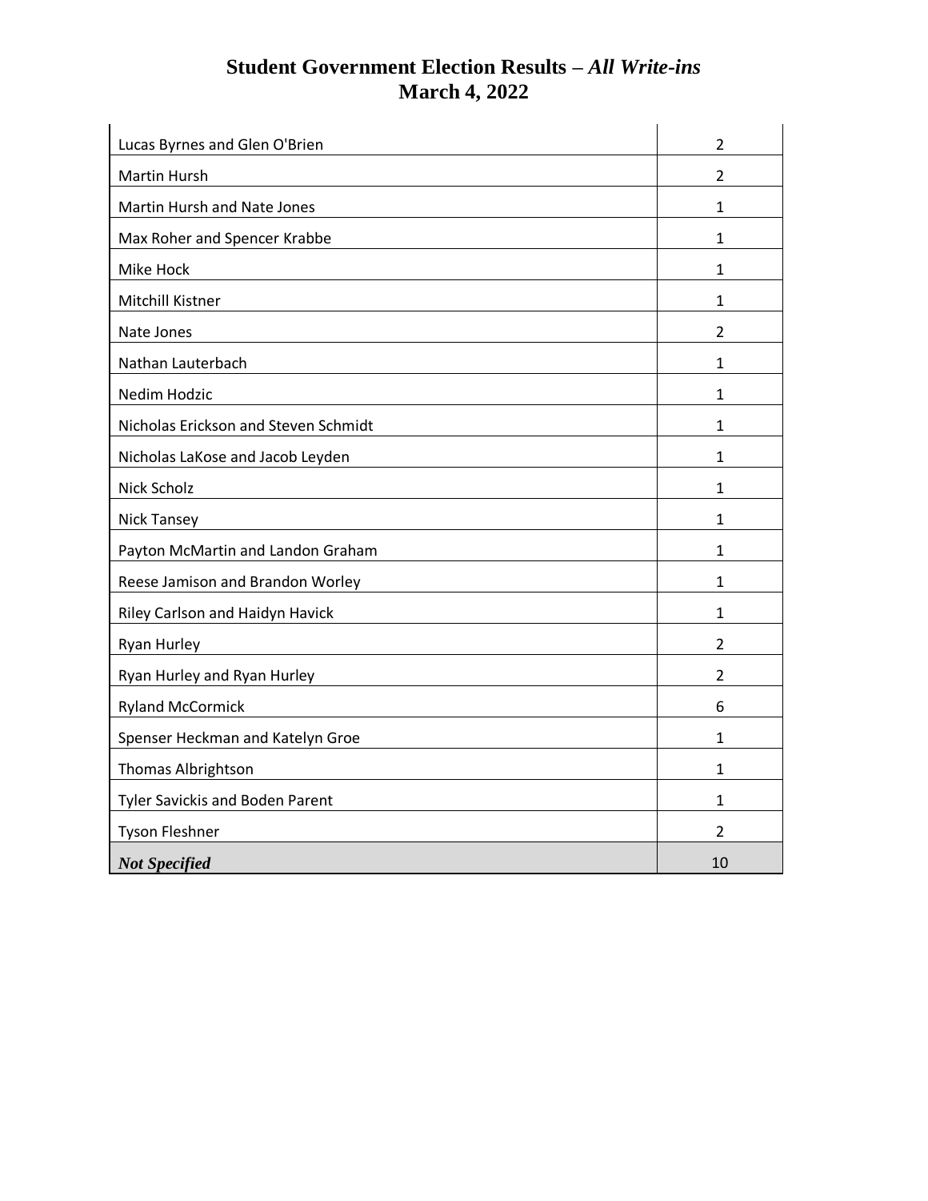## Student Government Election Results – *All Write-ins*
## March 4, 2022

| | |
|---|---|
| Lucas Byrnes and Glen O'Brien | 2 |
| Martin Hursh | 2 |
| Martin Hursh and Nate Jones | 1 |
| Max Roher and Spencer Krabbe | 1 |
| Mike Hock | 1 |
| Mitchill Kistner | 1 |
| Nate Jones | 2 |
| Nathan Lauterbach | 1 |
| Nedim Hodzic | 1 |
| Nicholas Erickson and Steven Schmidt | 1 |
| Nicholas LaKose and Jacob Leyden | 1 |
| Nick Scholz | 1 |
| Nick Tansey | 1 |
| Payton McMartin and Landon Graham | 1 |
| Reese Jamison and Brandon Worley | 1 |
| Riley Carlson and Haidyn Havick | 1 |
| Ryan Hurley | 2 |
| Ryan Hurley and Ryan Hurley | 2 |
| Ryland McCormick | 6 |
| Spenser Heckman and Katelyn Groe | 1 |
| Thomas Albrightson | 1 |
| Tyler Savickis and Boden Parent | 1 |
| Tyson Fleshner | 2 |
| ***Not Specified*** | 10 |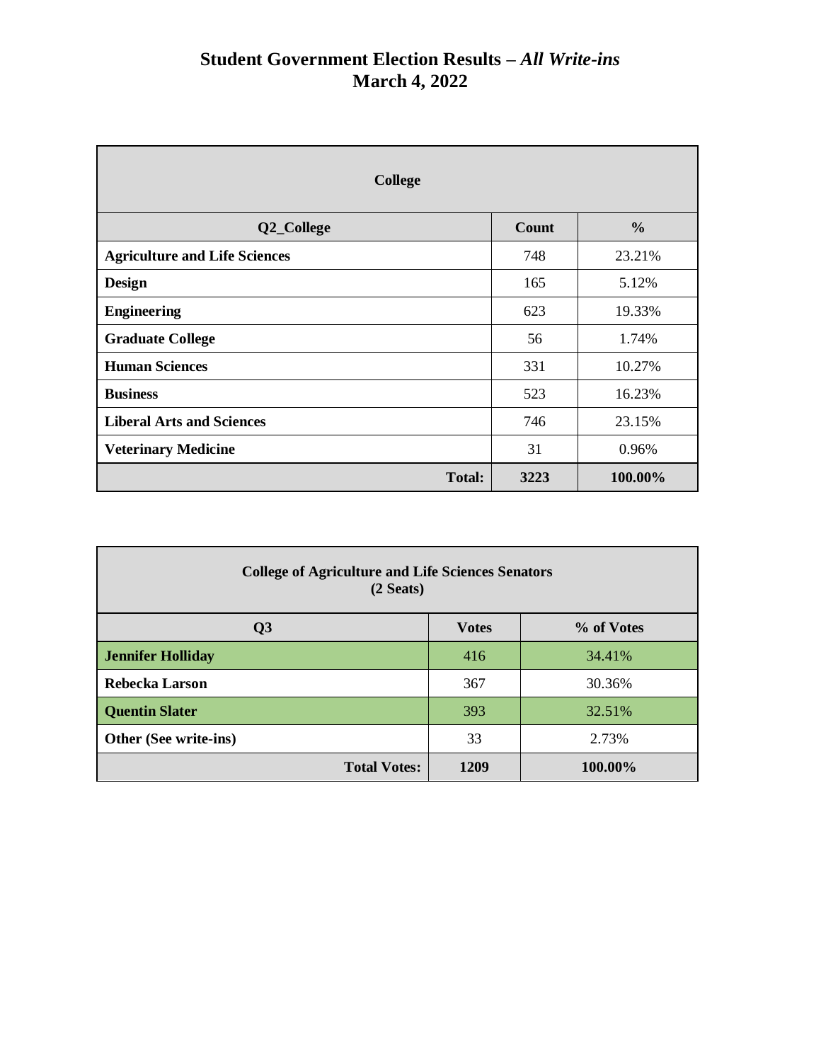# Student Government Election Results – *All Write-ins*
# March 4, 2022

| College | | |
|---|---|---|
| **Q2_College** | **Count** | **%** |
| **Agriculture and Life Sciences** | 748 | 23.21% |
| **Design** | 165 | 5.12% |
| **Engineering** | 623 | 19.33% |
| **Graduate College** | 56 | 1.74% |
| **Human Sciences** | 331 | 10.27% |
| **Business** | 523 | 16.23% |
| **Liberal Arts and Sciences** | 746 | 23.15% |
| **Veterinary Medicine** | 31 | 0.96% |
| **Total:** | **3223** | **100.00%** |

| College of Agriculture and Life Sciences Senators (2 Seats) | | |
|---|---|---|
| **Q3** | **Votes** | **% of Votes** |
| **Jennifer Holliday** | 416 | 34.41% |
| **Rebecka Larson** | 367 | 30.36% |
| **Quentin Slater** | 393 | 32.51% |
| **Other (See write-ins)** | 33 | 2.73% |
| **Total Votes:** | **1209** | **100.00%** |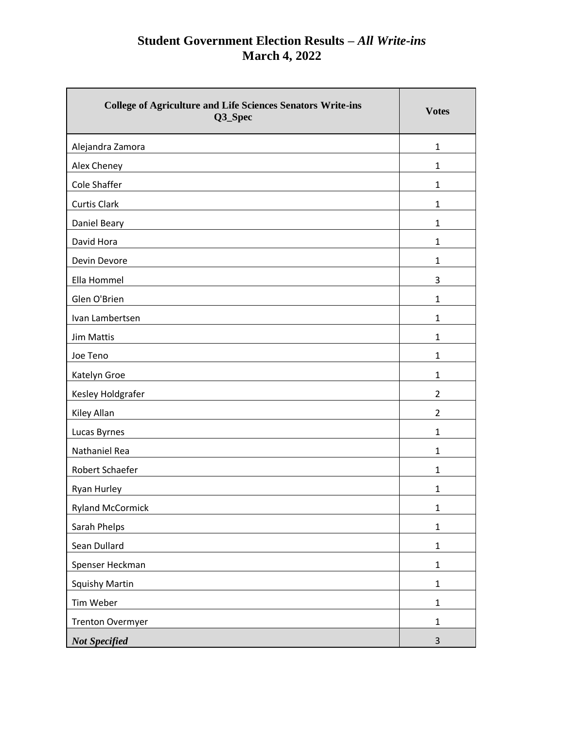# Student Government Election Results – *All Write-ins*
# March 4, 2022

| College of Agriculture and Life Sciences Senators Write-ins Q3_Spec | Votes |
|---|---|
| Alejandra Zamora | 1 |
| Alex Cheney | 1 |
| Cole Shaffer | 1 |
| Curtis Clark | 1 |
| Daniel Beary | 1 |
| David Hora | 1 |
| Devin Devore | 1 |
| Ella Hommel | 3 |
| Glen O'Brien | 1 |
| Ivan Lambertsen | 1 |
| Jim Mattis | 1 |
| Joe Teno | 1 |
| Katelyn Groe | 1 |
| Kesley Holdgrafer | 2 |
| Kiley Allan | 2 |
| Lucas Byrnes | 1 |
| Nathaniel Rea | 1 |
| Robert Schaefer | 1 |
| Ryan Hurley | 1 |
| Ryland McCormick | 1 |
| Sarah Phelps | 1 |
| Sean Dullard | 1 |
| Spenser Heckman | 1 |
| Squishy Martin | 1 |
| Tim Weber | 1 |
| Trenton Overmyer | 1 |
| ***Not Specified*** | 3 |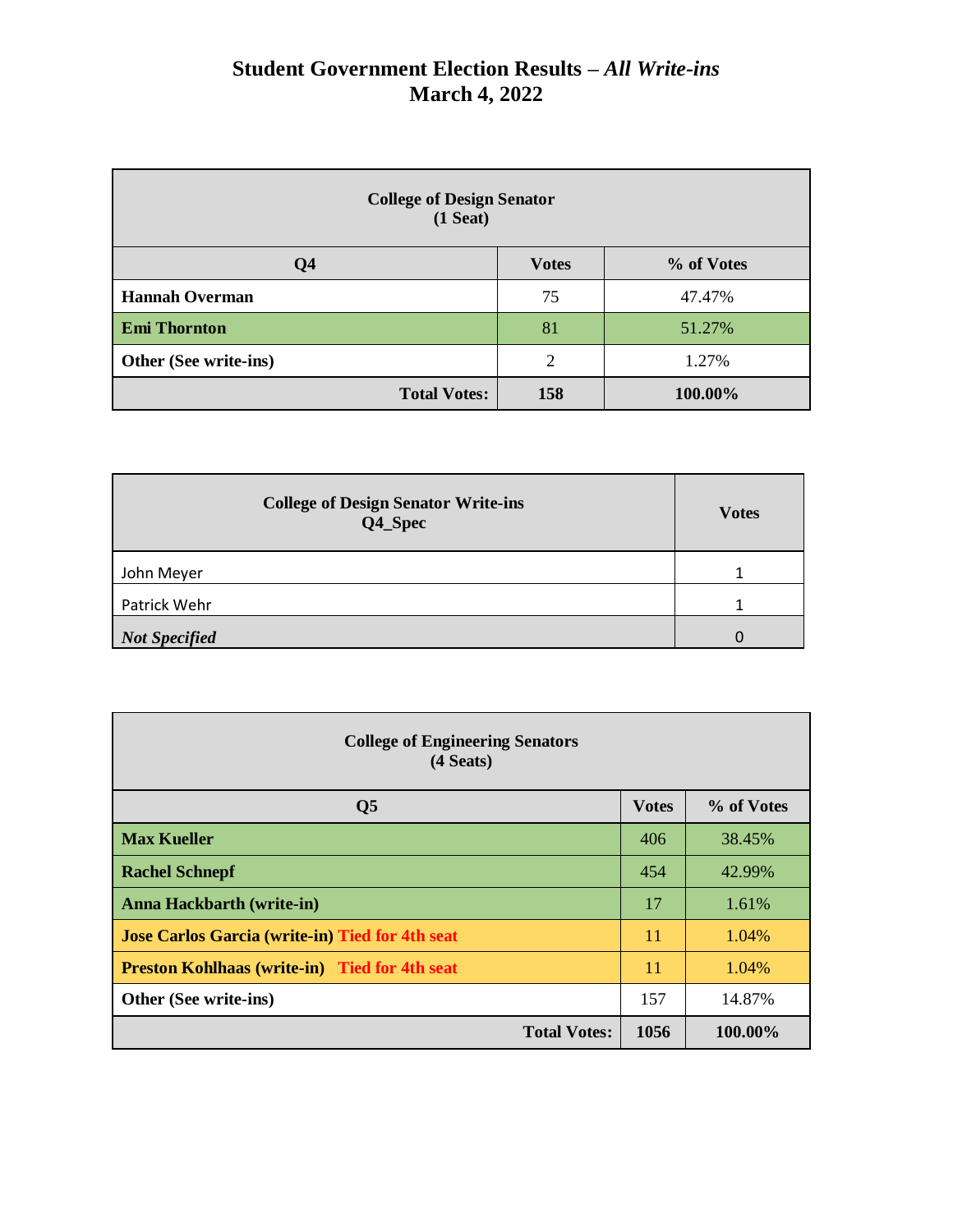# Student Government Election Results – *All Write-ins*
## March 4, 2022

| College of Design Senator (1 Seat) | | |
|---|---|---|
| **Q4** | **Votes** | **% of Votes** |
| **Hannah Overman** | 75 | 47.47% |
| **Emi Thornton** | 81 | 51.27% |
| **Other (See write-ins)** | 2 | 1.27% |
| **Total Votes:** | **158** | **100.00%** |

| College of Design Senator Write-ins Q4_Spec | Votes |
|---|---|
| John Meyer | 1 |
| Patrick Wehr | 1 |
| ***Not Specified*** | 0 |

| College of Engineering Senators (4 Seats) | | |
|---|---|---|
| **Q5** | **Votes** | **% of Votes** |
| **Max Kueller** | 406 | 38.45% |
| **Rachel Schnepf** | 454 | 42.99% |
| **Anna Hackbarth (write-in)** | 17 | 1.61% |
| **Jose Carlos Garcia (write-in) Tied for 4th seat** | 11 | 1.04% |
| **Preston Kohlhaas (write-in) Tied for 4th seat** | 11 | 1.04% |
| **Other (See write-ins)** | 157 | 14.87% |
| **Total Votes:** | **1056** | **100.00%** |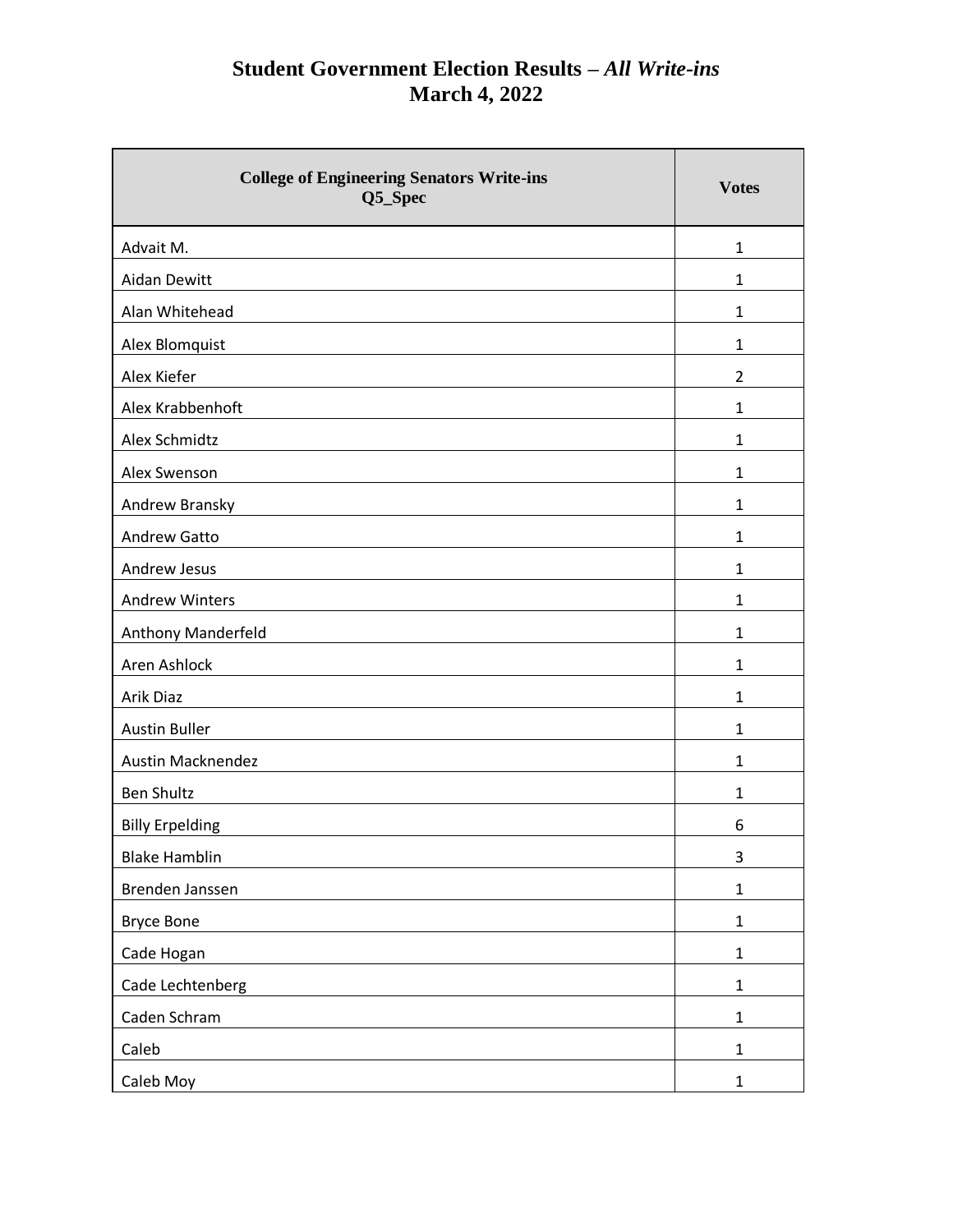# Student Government Election Results – *All Write-ins*
# March 4, 2022

| College of Engineering Senators Write-ins Q5_Spec | Votes |
|---|---|
| Advait M. | 1 |
| Aidan Dewitt | 1 |
| Alan Whitehead | 1 |
| Alex Blomquist | 1 |
| Alex Kiefer | 2 |
| Alex Krabbenhoft | 1 |
| Alex Schmidtz | 1 |
| Alex Swenson | 1 |
| Andrew Bransky | 1 |
| Andrew Gatto | 1 |
| Andrew Jesus | 1 |
| Andrew Winters | 1 |
| Anthony Manderfeld | 1 |
| Aren Ashlock | 1 |
| Arik Diaz | 1 |
| Austin Buller | 1 |
| Austin Macknendez | 1 |
| Ben Shultz | 1 |
| Billy Erpelding | 6 |
| Blake Hamblin | 3 |
| Brenden Janssen | 1 |
| Bryce Bone | 1 |
| Cade Hogan | 1 |
| Cade Lechtenberg | 1 |
| Caden Schram | 1 |
| Caleb | 1 |
| Caleb Moy | 1 |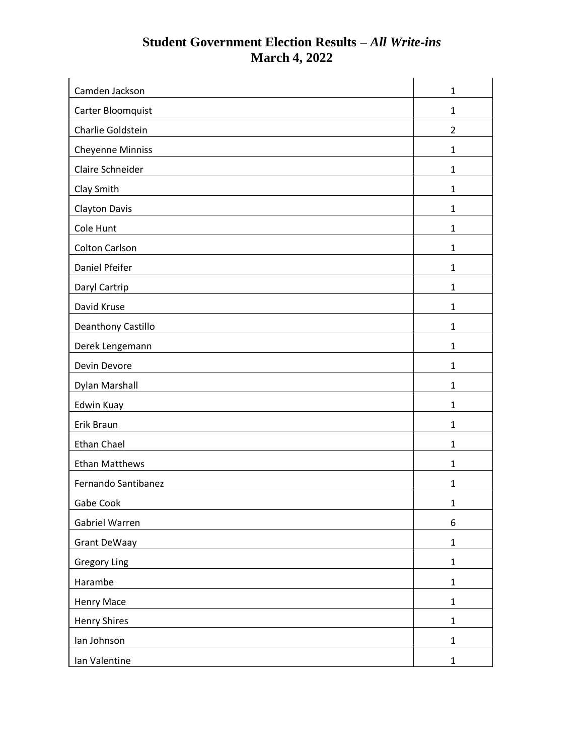# Student Government Election Results – *All Write-ins*
# March 4, 2022

| | |
|---|---|
| Camden Jackson | 1 |
| Carter Bloomquist | 1 |
| Charlie Goldstein | 2 |
| Cheyenne Minniss | 1 |
| Claire Schneider | 1 |
| Clay Smith | 1 |
| Clayton Davis | 1 |
| Cole Hunt | 1 |
| Colton Carlson | 1 |
| Daniel Pfeifer | 1 |
| Daryl Cartrip | 1 |
| David Kruse | 1 |
| Deanthony Castillo | 1 |
| Derek Lengemann | 1 |
| Devin Devore | 1 |
| Dylan Marshall | 1 |
| Edwin Kuay | 1 |
| Erik Braun | 1 |
| Ethan Chael | 1 |
| Ethan Matthews | 1 |
| Fernando Santibanez | 1 |
| Gabe Cook | 1 |
| Gabriel Warren | 6 |
| Grant DeWaay | 1 |
| Gregory Ling | 1 |
| Harambe | 1 |
| Henry Mace | 1 |
| Henry Shires | 1 |
| Ian Johnson | 1 |
| Ian Valentine | 1 |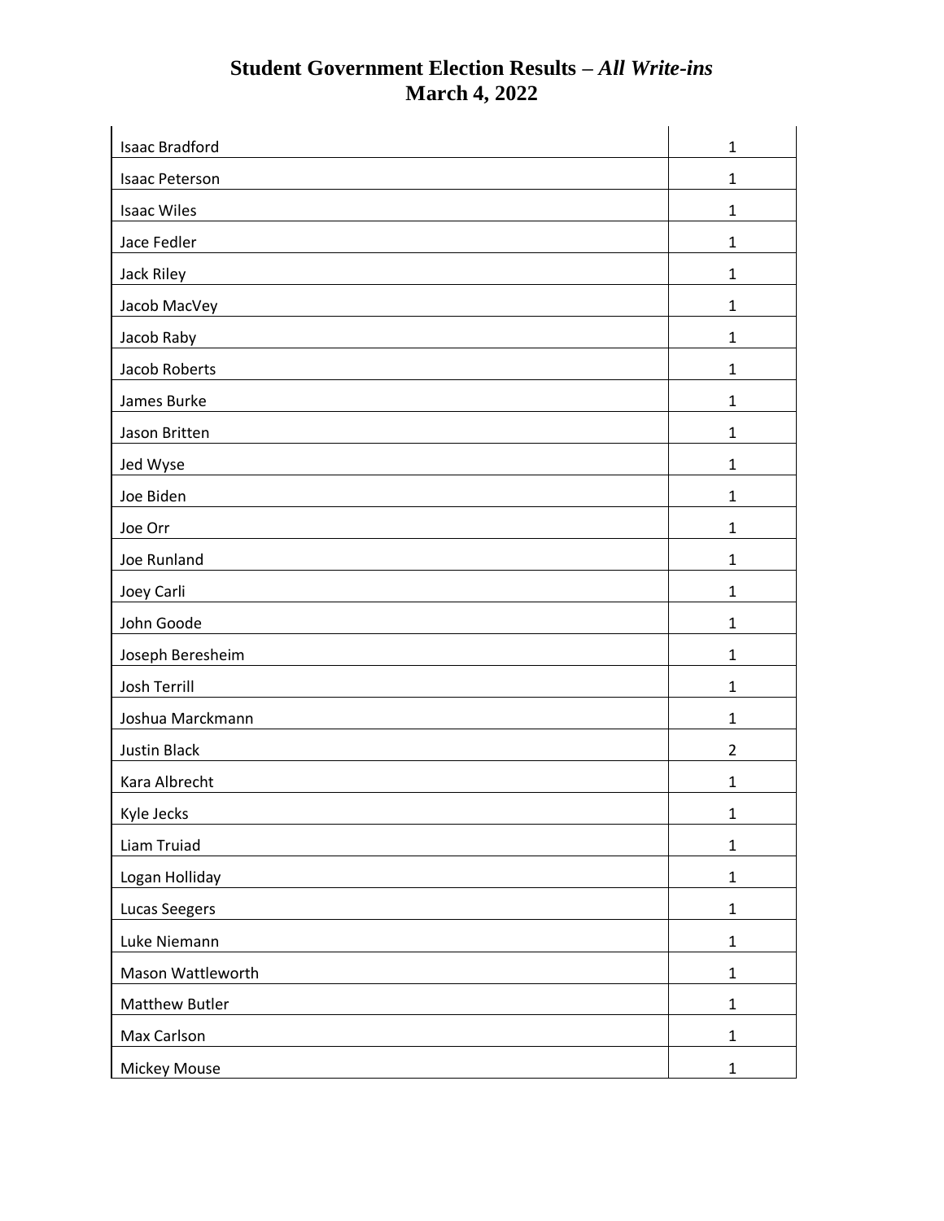# Student Government Election Results – *All Write-ins*
## March 4, 2022

| | |
|---|---|
| Isaac Bradford | 1 |
| Isaac Peterson | 1 |
| Isaac Wiles | 1 |
| Jace Fedler | 1 |
| Jack Riley | 1 |
| Jacob MacVey | 1 |
| Jacob Raby | 1 |
| Jacob Roberts | 1 |
| James Burke | 1 |
| Jason Britten | 1 |
| Jed Wyse | 1 |
| Joe Biden | 1 |
| Joe Orr | 1 |
| Joe Runland | 1 |
| Joey Carli | 1 |
| John Goode | 1 |
| Joseph Beresheim | 1 |
| Josh Terrill | 1 |
| Joshua Marckmann | 1 |
| Justin Black | 2 |
| Kara Albrecht | 1 |
| Kyle Jecks | 1 |
| Liam Truiad | 1 |
| Logan Holliday | 1 |
| Lucas Seegers | 1 |
| Luke Niemann | 1 |
| Mason Wattleworth | 1 |
| Matthew Butler | 1 |
| Max Carlson | 1 |
| Mickey Mouse | 1 |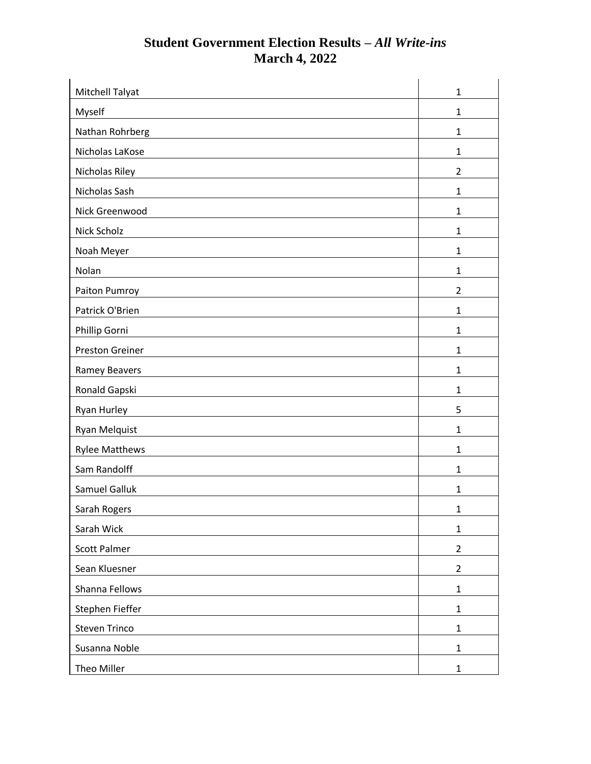# Student Government Election Results – *All Write-ins*
# March 4, 2022

| | |
|---|---|
| Mitchell Talyat | 1 |
| Myself | 1 |
| Nathan Rohrberg | 1 |
| Nicholas LaKose | 1 |
| Nicholas Riley | 2 |
| Nicholas Sash | 1 |
| Nick Greenwood | 1 |
| Nick Scholz | 1 |
| Noah Meyer | 1 |
| Nolan | 1 |
| Paiton Pumroy | 2 |
| Patrick O'Brien | 1 |
| Phillip Gorni | 1 |
| Preston Greiner | 1 |
| Ramey Beavers | 1 |
| Ronald Gapski | 1 |
| Ryan Hurley | 5 |
| Ryan Melquist | 1 |
| Rylee Matthews | 1 |
| Sam Randolff | 1 |
| Samuel Galluk | 1 |
| Sarah Rogers | 1 |
| Sarah Wick | 1 |
| Scott Palmer | 2 |
| Sean Kluesner | 2 |
| Shanna Fellows | 1 |
| Stephen Fieffer | 1 |
| Steven Trinco | 1 |
| Susanna Noble | 1 |
| Theo Miller | 1 |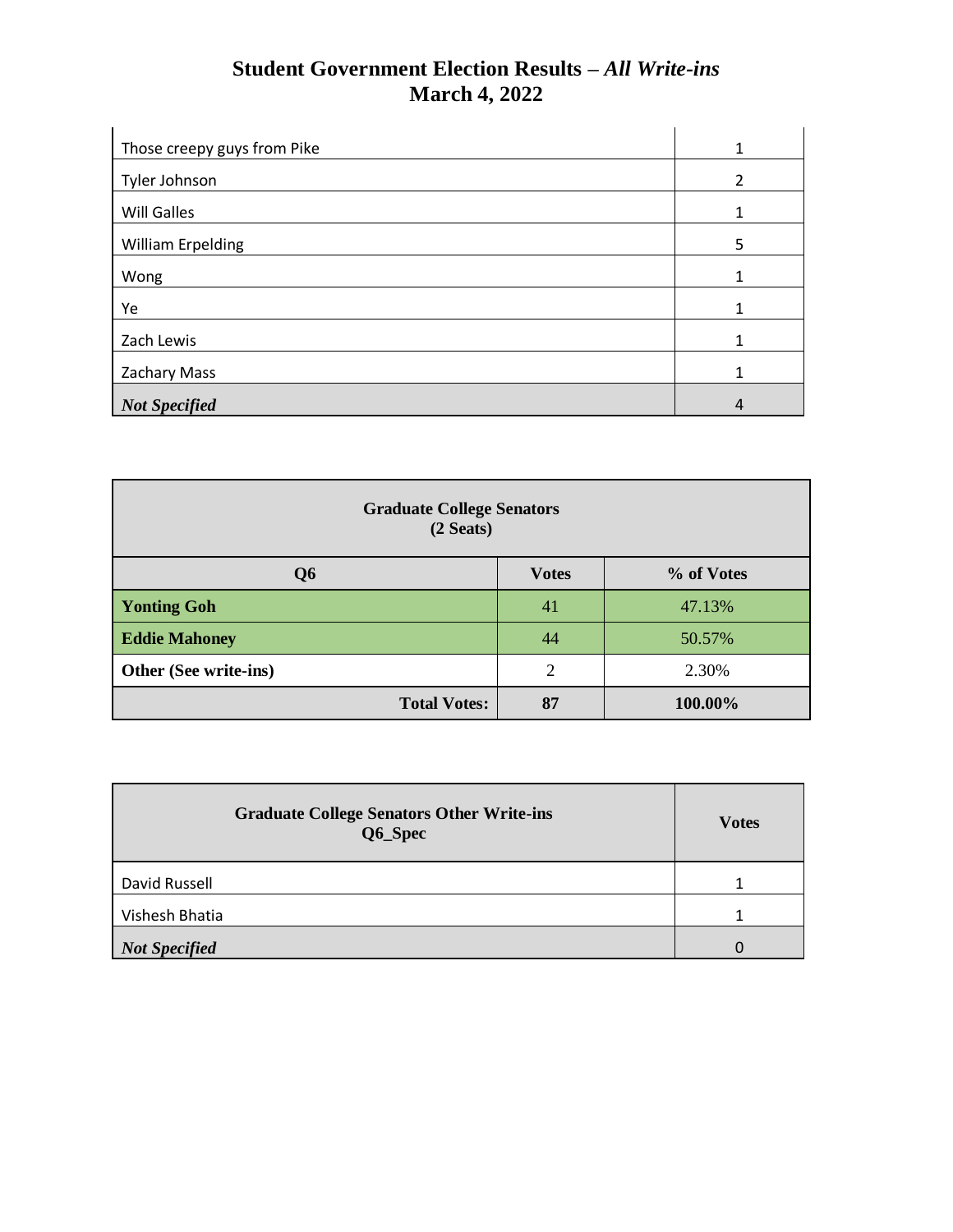# Student Government Election Results – *All Write-ins*
## March 4, 2022

| | |
|---|---|
| Those creepy guys from Pike | 1 |
| Tyler Johnson | 2 |
| Will Galles | 1 |
| William Erpelding | 5 |
| Wong | 1 |
| Ye | 1 |
| Zach Lewis | 1 |
| Zachary Mass | 1 |
| ***Not Specified*** | 4 |

| **Graduate College Senators (2 Seats)** | | |
|---|---|---|
| **Q6** | **Votes** | **% of Votes** |
| **Yonting Goh** | 41 | 47.13% |
| **Eddie Mahoney** | 44 | 50.57% |
| **Other (See write-ins)** | 2 | 2.30% |
| **Total Votes:** | **87** | **100.00%** |

| **Graduate College Senators Other Write-ins Q6_Spec** | **Votes** |
|---|---|
| David Russell | 1 |
| Vishesh Bhatia | 1 |
| ***Not Specified*** | 0 |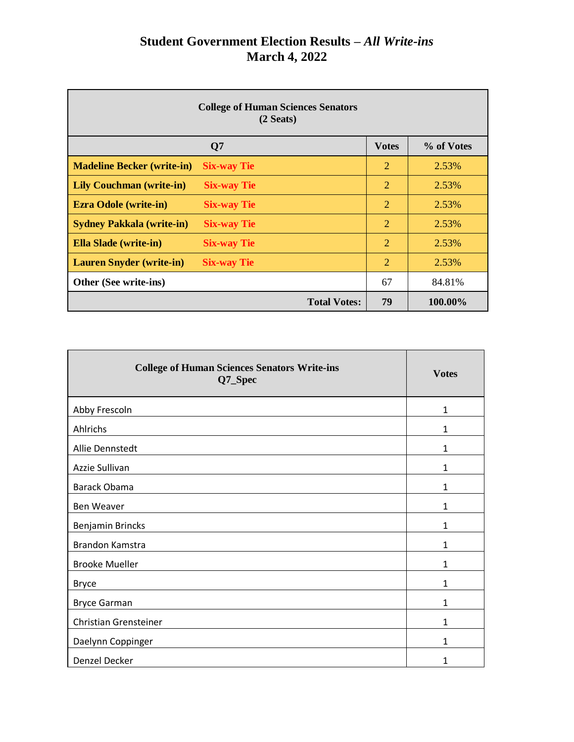# Student Government Election Results – *All Write-ins*
## March 4, 2022

| College of Human Sciences Senators (2 Seats) | | | |
|---|---|---|---|
| **Q7** | | **Votes** | **% of Votes** |
| **Madeline Becker (write-in)** | **Six-way Tie** | 2 | 2.53% |
| **Lily Couchman (write-in)** | **Six-way Tie** | 2 | 2.53% |
| **Ezra Odole (write-in)** | **Six-way Tie** | 2 | 2.53% |
| **Sydney Pakkala (write-in)** | **Six-way Tie** | 2 | 2.53% |
| **Ella Slade (write-in)** | **Six-way Tie** | 2 | 2.53% |
| **Lauren Snyder (write-in)** | **Six-way Tie** | 2 | 2.53% |
| **Other (See write-ins)** | | 67 | 84.81% |
| | **Total Votes:** | **79** | **100.00%** |

| College of Human Sciences Senators Write-ins Q7_Spec | Votes |
|---|---|
| Abby Frescoln | 1 |
| Ahlrichs | 1 |
| Allie Dennstedt | 1 |
| Azzie Sullivan | 1 |
| Barack Obama | 1 |
| Ben Weaver | 1 |
| Benjamin Brincks | 1 |
| Brandon Kamstra | 1 |
| Brooke Mueller | 1 |
| Bryce | 1 |
| Bryce Garman | 1 |
| Christian Grensteiner | 1 |
| Daelynn Coppinger | 1 |
| Denzel Decker | 1 |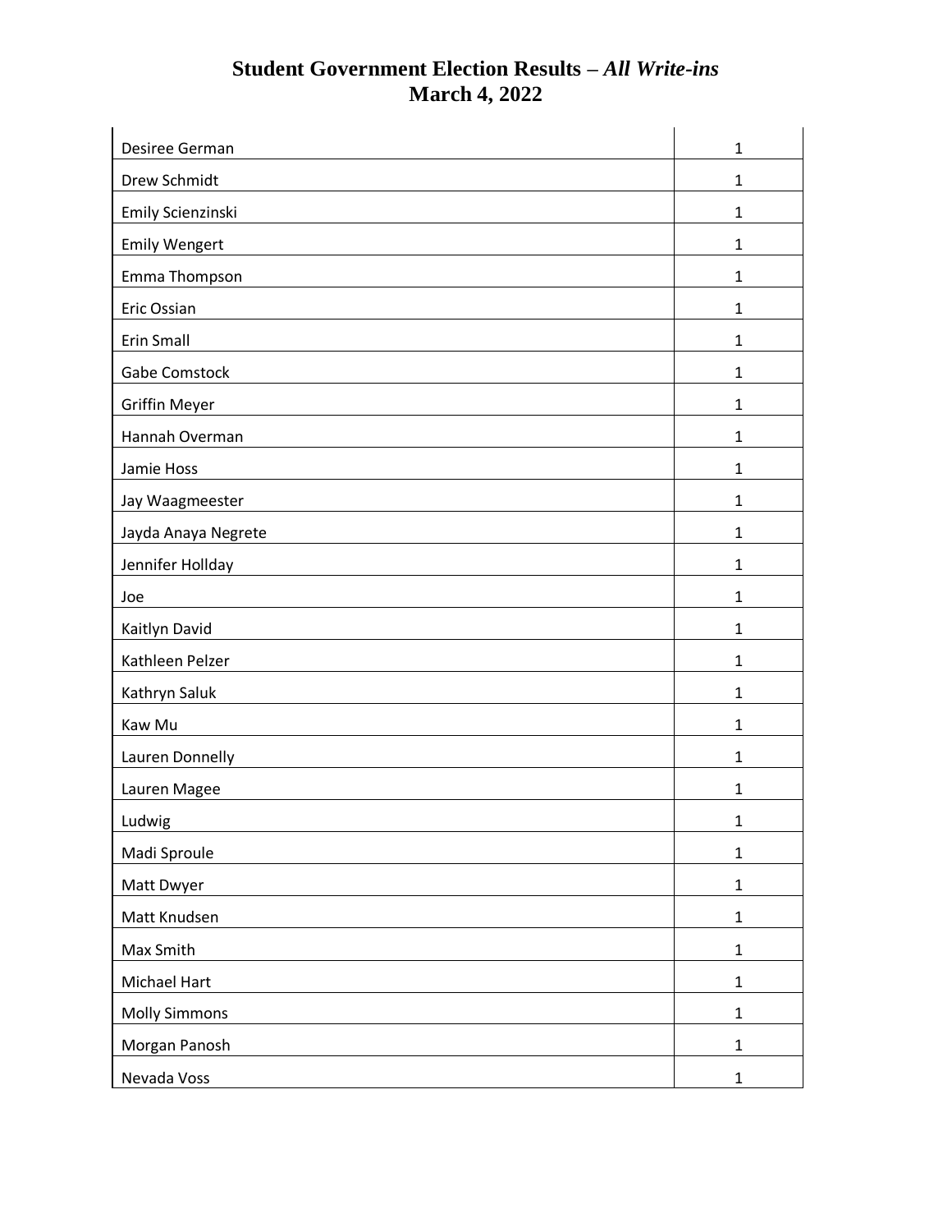# Student Government Election Results – *All Write-ins*
# March 4, 2022

| | |
|---|---|
| Desiree German | 1 |
| Drew Schmidt | 1 |
| Emily Scienzinski | 1 |
| Emily Wengert | 1 |
| Emma Thompson | 1 |
| Eric Ossian | 1 |
| Erin Small | 1 |
| Gabe Comstock | 1 |
| Griffin Meyer | 1 |
| Hannah Overman | 1 |
| Jamie Hoss | 1 |
| Jay Waagmeester | 1 |
| Jayda Anaya Negrete | 1 |
| Jennifer Hollday | 1 |
| Joe | 1 |
| Kaitlyn David | 1 |
| Kathleen Pelzer | 1 |
| Kathryn Saluk | 1 |
| Kaw Mu | 1 |
| Lauren Donnelly | 1 |
| Lauren Magee | 1 |
| Ludwig | 1 |
| Madi Sproule | 1 |
| Matt Dwyer | 1 |
| Matt Knudsen | 1 |
| Max Smith | 1 |
| Michael Hart | 1 |
| Molly Simmons | 1 |
| Morgan Panosh | 1 |
| Nevada Voss | 1 |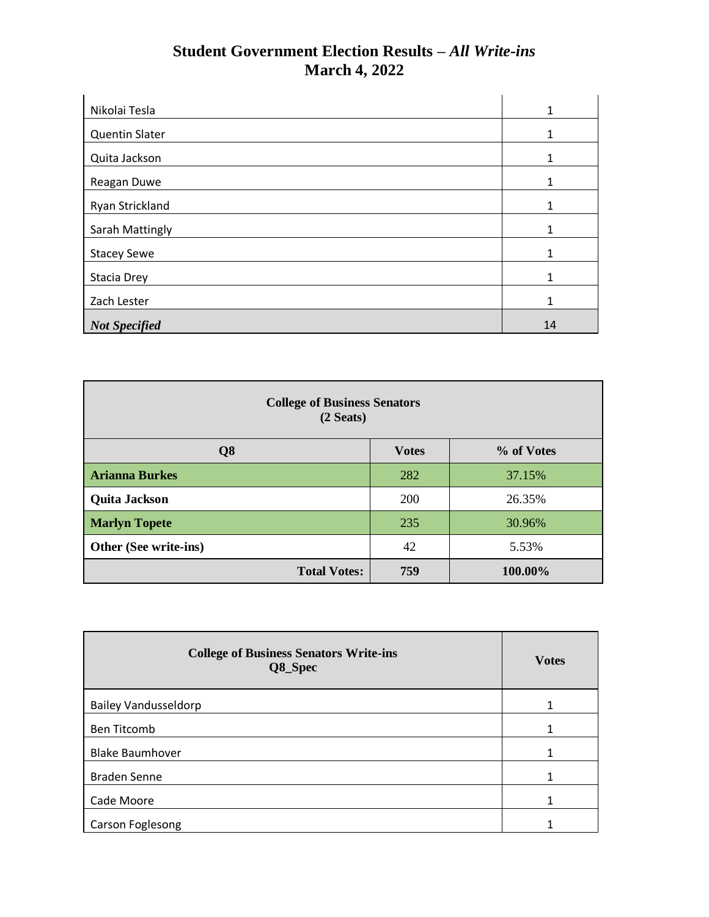# Student Government Election Results – *All Write-ins*
# March 4, 2022

| | |
|---|---|
| Nikolai Tesla | 1 |
| Quentin Slater | 1 |
| Quita Jackson | 1 |
| Reagan Duwe | 1 |
| Ryan Strickland | 1 |
| Sarah Mattingly | 1 |
| Stacey Sewe | 1 |
| Stacia Drey | 1 |
| Zach Lester | 1 |
| ***Not Specified*** | 14 |

| College of Business Senators (2 Seats) | | |
|---|---|---|
| **Q8** | **Votes** | **% of Votes** |
| **Arianna Burkes** | 282 | 37.15% |
| **Quita Jackson** | 200 | 26.35% |
| **Marlyn Topete** | 235 | 30.96% |
| **Other (See write-ins)** | 42 | 5.53% |
| **Total Votes:** | **759** | **100.00%** |

| College of Business Senators Write-ins Q8_Spec | Votes |
|---|---|
| Bailey Vandusseldorp | 1 |
| Ben Titcomb | 1 |
| Blake Baumhover | 1 |
| Braden Senne | 1 |
| Cade Moore | 1 |
| Carson Foglesong | 1 |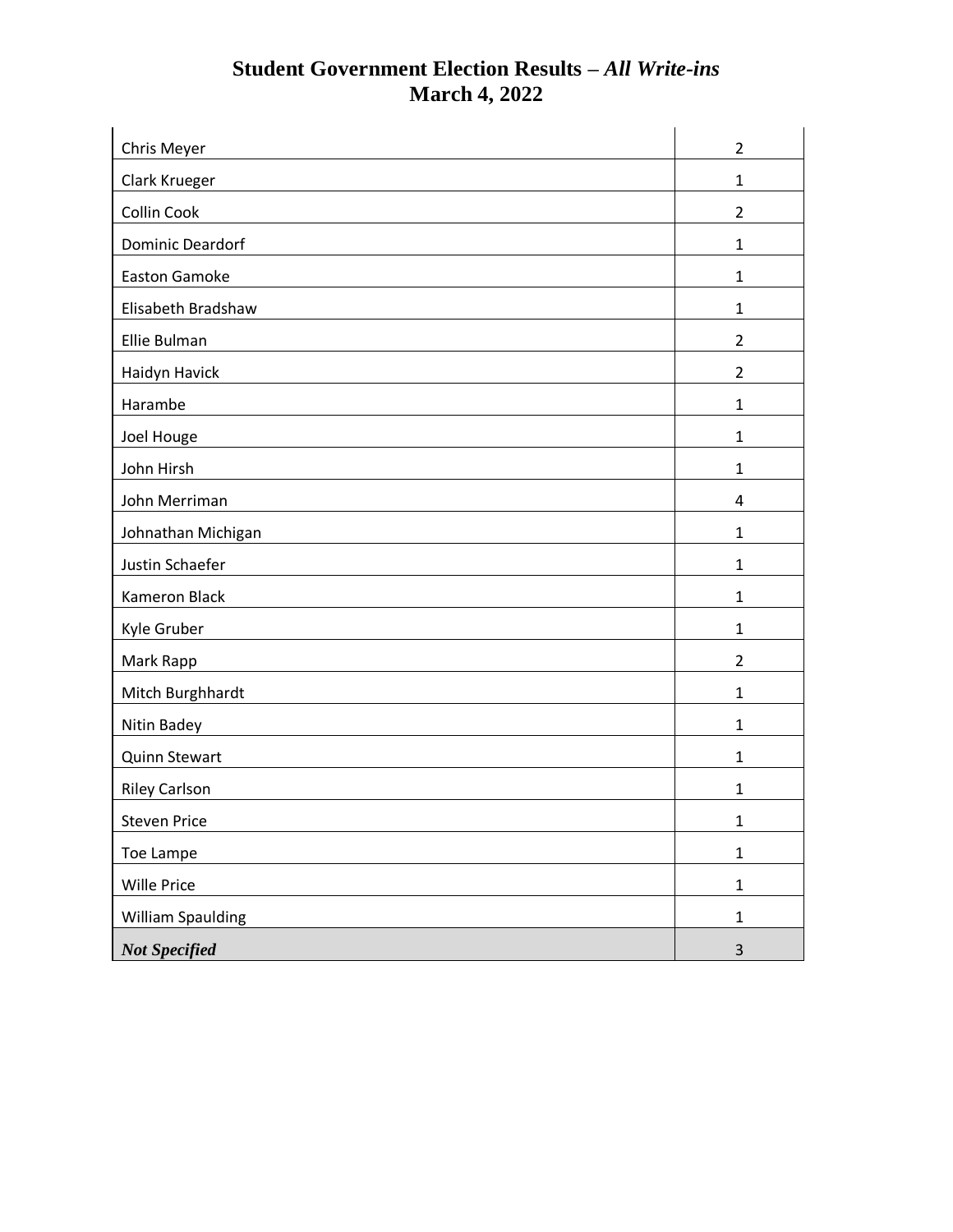# Student Government Election Results – *All Write-ins*
# March 4, 2022

| | |
|---|---|
| Chris Meyer | 2 |
| Clark Krueger | 1 |
| Collin Cook | 2 |
| Dominic Deardorf | 1 |
| Easton Gamoke | 1 |
| Elisabeth Bradshaw | 1 |
| Ellie Bulman | 2 |
| Haidyn Havick | 2 |
| Harambe | 1 |
| Joel Houge | 1 |
| John Hirsh | 1 |
| John Merriman | 4 |
| Johnathan Michigan | 1 |
| Justin Schaefer | 1 |
| Kameron Black | 1 |
| Kyle Gruber | 1 |
| Mark Rapp | 2 |
| Mitch Burghhardt | 1 |
| Nitin Badey | 1 |
| Quinn Stewart | 1 |
| Riley Carlson | 1 |
| Steven Price | 1 |
| Toe Lampe | 1 |
| Wille Price | 1 |
| William Spaulding | 1 |
| ***Not Specified*** | 3 |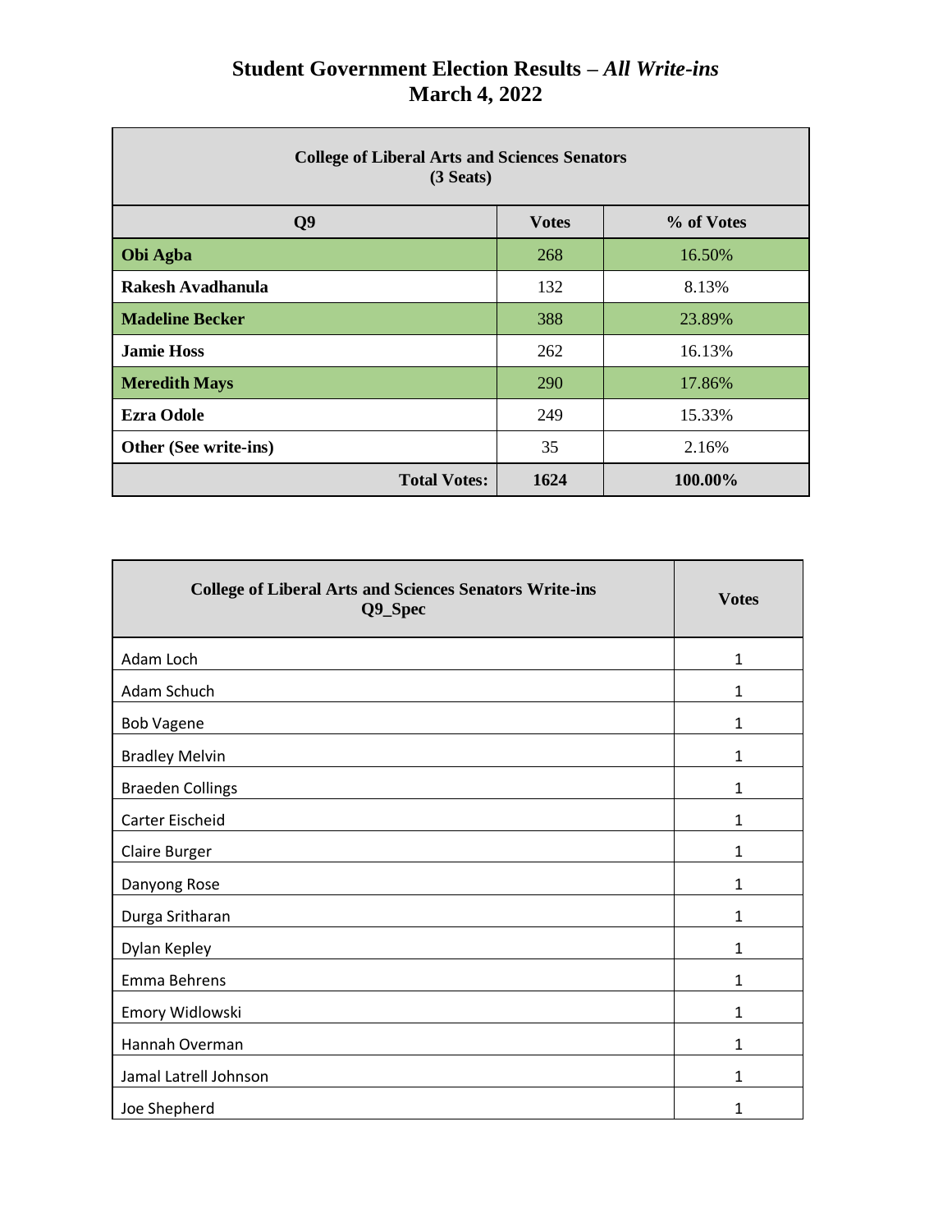# Student Government Election Results – *All Write-ins*
# March 4, 2022

| College of Liberal Arts and Sciences Senators (3 Seats) | | |
|---|---|---|
| **Q9** | **Votes** | **% of Votes** |
| **Obi Agba** | 268 | 16.50% |
| **Rakesh Avadhanula** | 132 | 8.13% |
| **Madeline Becker** | 388 | 23.89% |
| **Jamie Hoss** | 262 | 16.13% |
| **Meredith Mays** | 290 | 17.86% |
| **Ezra Odole** | 249 | 15.33% |
| **Other (See write-ins)** | 35 | 2.16% |
| **Total Votes:** | **1624** | **100.00%** |

| College of Liberal Arts and Sciences Senators Write-ins Q9_Spec | Votes |
|---|---|
| Adam Loch | 1 |
| Adam Schuch | 1 |
| Bob Vagene | 1 |
| Bradley Melvin | 1 |
| Braeden Collings | 1 |
| Carter Eischeid | 1 |
| Claire Burger | 1 |
| Danyong Rose | 1 |
| Durga Sritharan | 1 |
| Dylan Kepley | 1 |
| Emma Behrens | 1 |
| Emory Widlowski | 1 |
| Hannah Overman | 1 |
| Jamal Latrell Johnson | 1 |
| Joe Shepherd | 1 |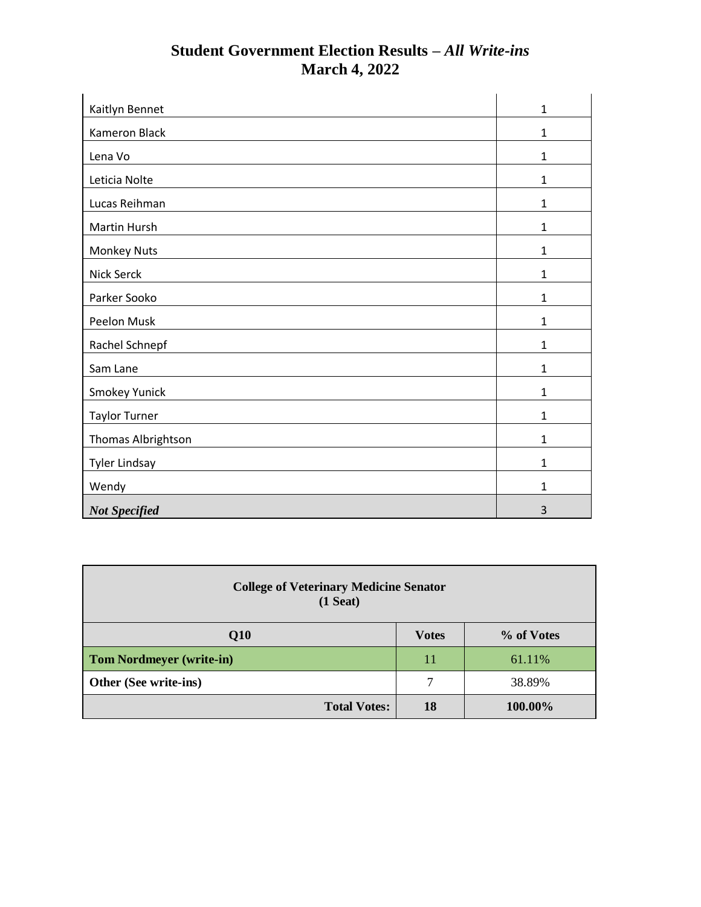# Student Government Election Results – *All Write-ins*
# March 4, 2022

| | |
|---|---|
| Kaitlyn Bennet | 1 |
| Kameron Black | 1 |
| Lena Vo | 1 |
| Leticia Nolte | 1 |
| Lucas Reihman | 1 |
| Martin Hursh | 1 |
| Monkey Nuts | 1 |
| Nick Serck | 1 |
| Parker Sooko | 1 |
| Peelon Musk | 1 |
| Rachel Schnepf | 1 |
| Sam Lane | 1 |
| Smokey Yunick | 1 |
| Taylor Turner | 1 |
| Thomas Albrightson | 1 |
| Tyler Lindsay | 1 |
| Wendy | 1 |
| ***Not Specified*** | 3 |

| **College of Veterinary Medicine Senator (1 Seat)** | | |
|---|---|---|
| **Q10** | **Votes** | **% of Votes** |
| **Tom Nordmeyer (write-in)** | 11 | 61.11% |
| **Other (See write-ins)** | 7 | 38.89% |
| **Total Votes:** | **18** | **100.00%** |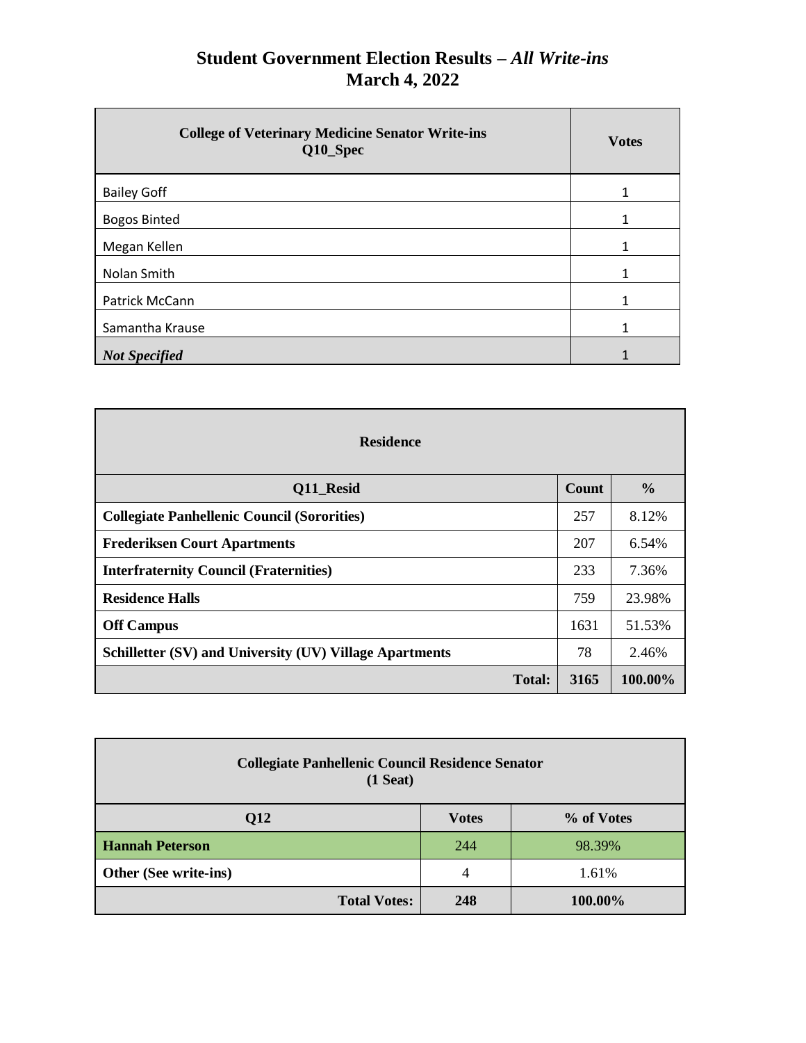# Student Government Election Results – *All Write-ins*
# March 4, 2022

| College of Veterinary Medicine Senator Write-ins Q10_Spec | Votes |
|---|---|
| Bailey Goff | 1 |
| Bogos Binted | 1 |
| Megan Kellen | 1 |
| Nolan Smith | 1 |
| Patrick McCann | 1 |
| Samantha Krause | 1 |
| ***Not Specified*** | 1 |

| Residence | | |
|---|---|---|
| **Q11_Resid** | **Count** | **%** |
| **Collegiate Panhellenic Council (Sororities)** | 257 | 8.12% |
| **Frederiksen Court Apartments** | 207 | 6.54% |
| **Interfraternity Council (Fraternities)** | 233 | 7.36% |
| **Residence Halls** | 759 | 23.98% |
| **Off Campus** | 1631 | 51.53% |
| **Schilletter (SV) and University (UV) Village Apartments** | 78 | 2.46% |
| **Total:** | **3165** | **100.00%** |

| Collegiate Panhellenic Council Residence Senator (1 Seat) | | |
|---|---|---|
| **Q12** | **Votes** | **% of Votes** |
| **Hannah Peterson** | 244 | 98.39% |
| **Other (See write-ins)** | 4 | 1.61% |
| **Total Votes:** | **248** | **100.00%** |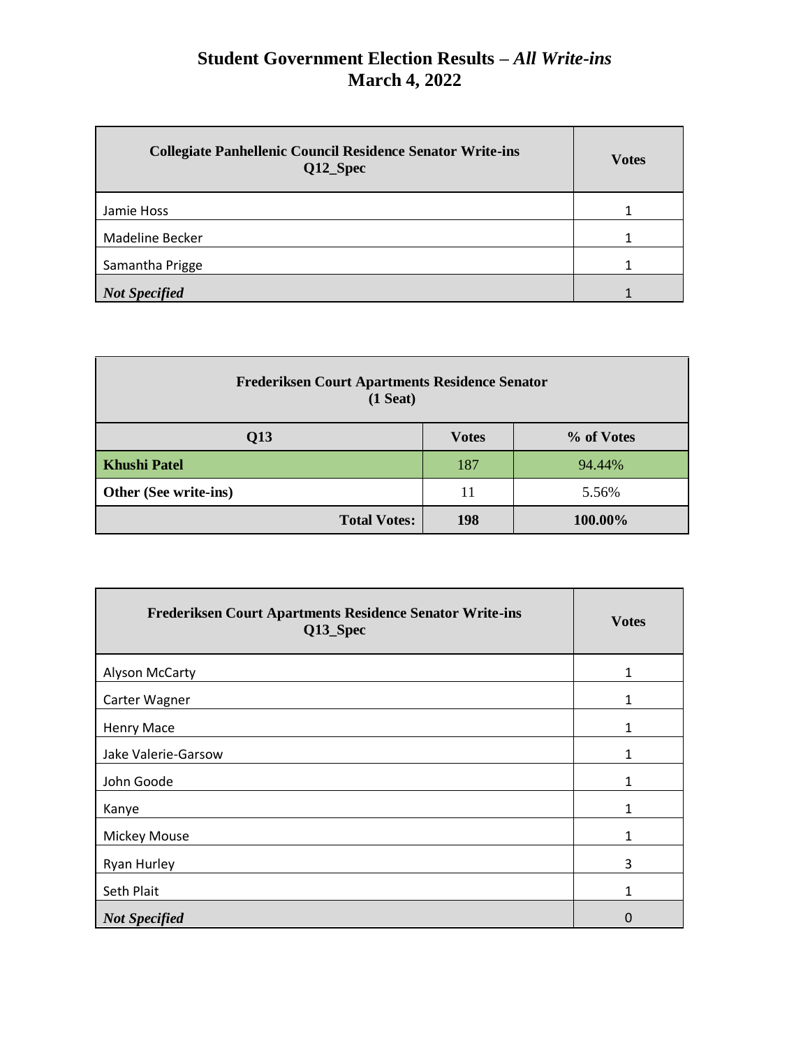# Student Government Election Results – *All Write-ins*
## March 4, 2022

| Collegiate Panhellenic Council Residence Senator Write-ins Q12_Spec | Votes |
|---|---|
| Jamie Hoss | 1 |
| Madeline Becker | 1 |
| Samantha Prigge | 1 |
| ***Not Specified*** | 1 |

| Frederiksen Court Apartments Residence Senator (1 Seat) | | |
|---|---|---|
| **Q13** | **Votes** | **% of Votes** |
| **Khushi Patel** | 187 | 94.44% |
| **Other (See write-ins)** | 11 | 5.56% |
| **Total Votes:** | **198** | **100.00%** |

| Frederiksen Court Apartments Residence Senator Write-ins Q13_Spec | Votes |
|---|---|
| Alyson McCarty | 1 |
| Carter Wagner | 1 |
| Henry Mace | 1 |
| Jake Valerie-Garsow | 1 |
| John Goode | 1 |
| Kanye | 1 |
| Mickey Mouse | 1 |
| Ryan Hurley | 3 |
| Seth Plait | 1 |
| ***Not Specified*** | 0 |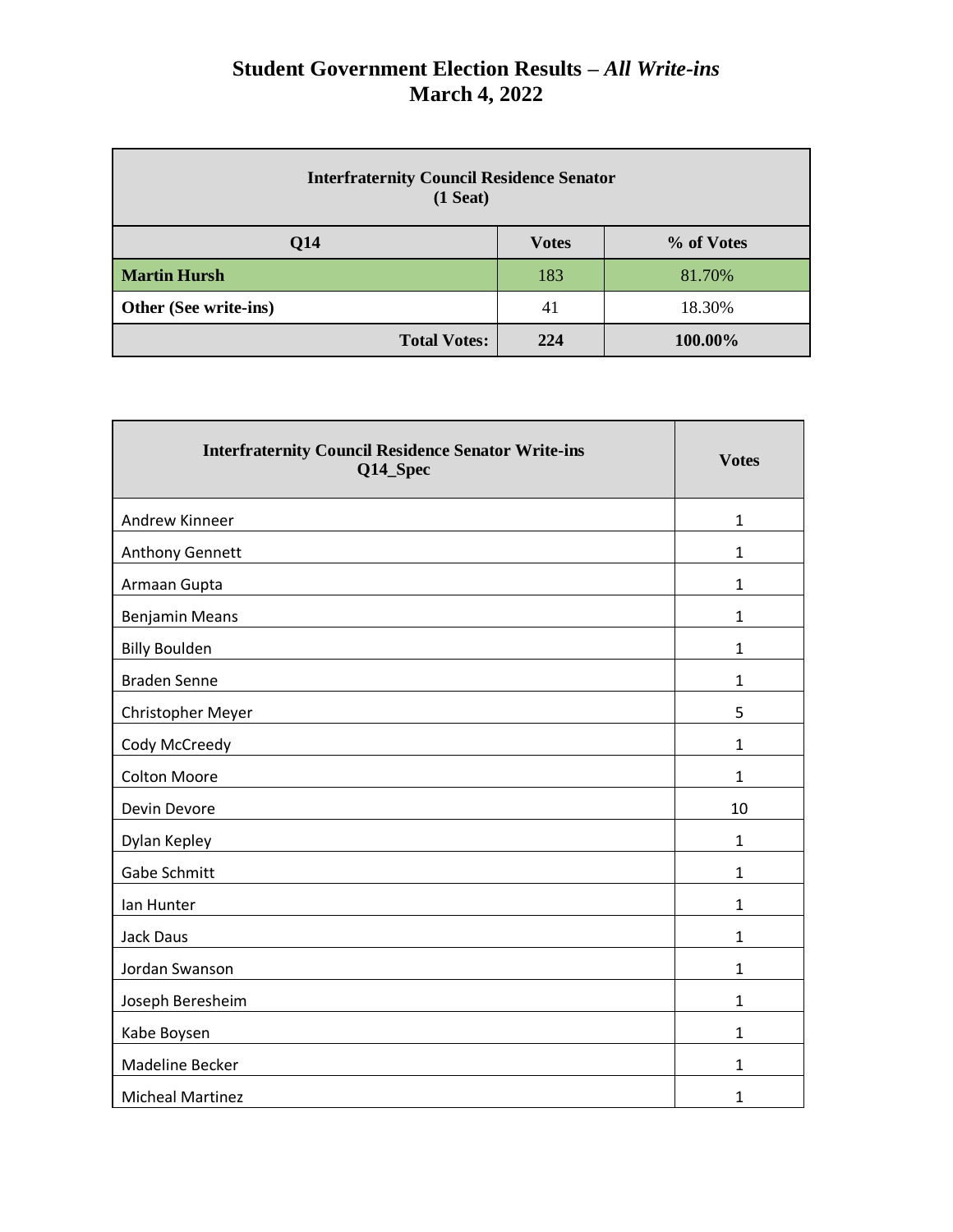# Student Government Election Results – *All Write-ins*
## March 4, 2022

| Interfraternity Council Residence Senator (1 Seat) | | |
|---|---|---|
| **Q14** | **Votes** | **% of Votes** |
| **Martin Hursh** | 183 | 81.70% |
| **Other (See write-ins)** | 41 | 18.30% |
| **Total Votes:** | **224** | **100.00%** |

| Interfraternity Council Residence Senator Write-ins Q14_Spec | Votes |
|---|---|
| Andrew Kinneer | 1 |
| Anthony Gennett | 1 |
| Armaan Gupta | 1 |
| Benjamin Means | 1 |
| Billy Boulden | 1 |
| Braden Senne | 1 |
| Christopher Meyer | 5 |
| Cody McCreedy | 1 |
| Colton Moore | 1 |
| Devin Devore | 10 |
| Dylan Kepley | 1 |
| Gabe Schmitt | 1 |
| Ian Hunter | 1 |
| Jack Daus | 1 |
| Jordan Swanson | 1 |
| Joseph Beresheim | 1 |
| Kabe Boysen | 1 |
| Madeline Becker | 1 |
| Micheal Martinez | 1 |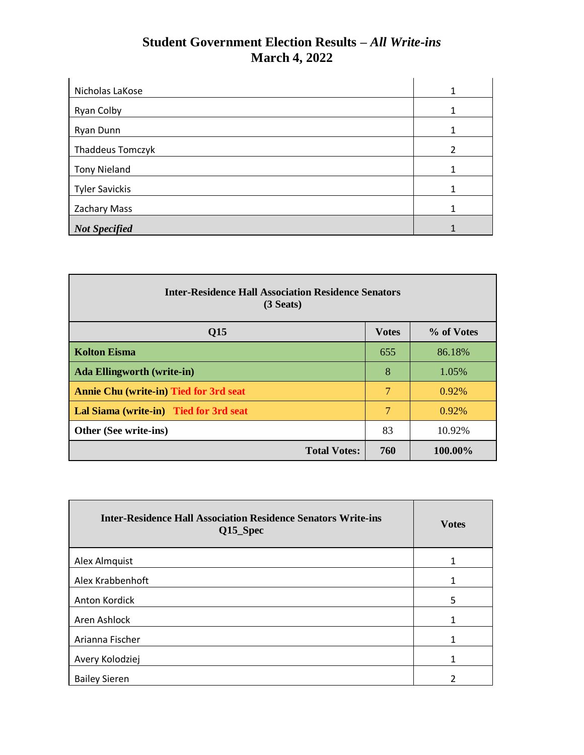# Student Government Election Results – *All Write-ins*
# March 4, 2022

| | |
|---|---|
| Nicholas LaKose | 1 |
| Ryan Colby | 1 |
| Ryan Dunn | 1 |
| Thaddeus Tomczyk | 2 |
| Tony Nieland | 1 |
| Tyler Savickis | 1 |
| Zachary Mass | 1 |
| ***Not Specified*** | 1 |

| **Inter-Residence Hall Association Residence Senators (3 Seats)** | | |
|---|---|---|
| **Q15** | **Votes** | **% of Votes** |
| **Kolton Eisma** | 655 | 86.18% |
| **Ada Ellingworth (write-in)** | 8 | 1.05% |
| **Annie Chu (write-in) Tied for 3rd seat** | 7 | 0.92% |
| **Lal Siama (write-in) Tied for 3rd seat** | 7 | 0.92% |
| **Other (See write-ins)** | 83 | 10.92% |
| **Total Votes:** | **760** | **100.00%** |

| **Inter-Residence Hall Association Residence Senators Write-ins Q15_Spec** | **Votes** |
|---|---|
| Alex Almquist | 1 |
| Alex Krabbenhoft | 1 |
| Anton Kordick | 5 |
| Aren Ashlock | 1 |
| Arianna Fischer | 1 |
| Avery Kolodziej | 1 |
| Bailey Sieren | 2 |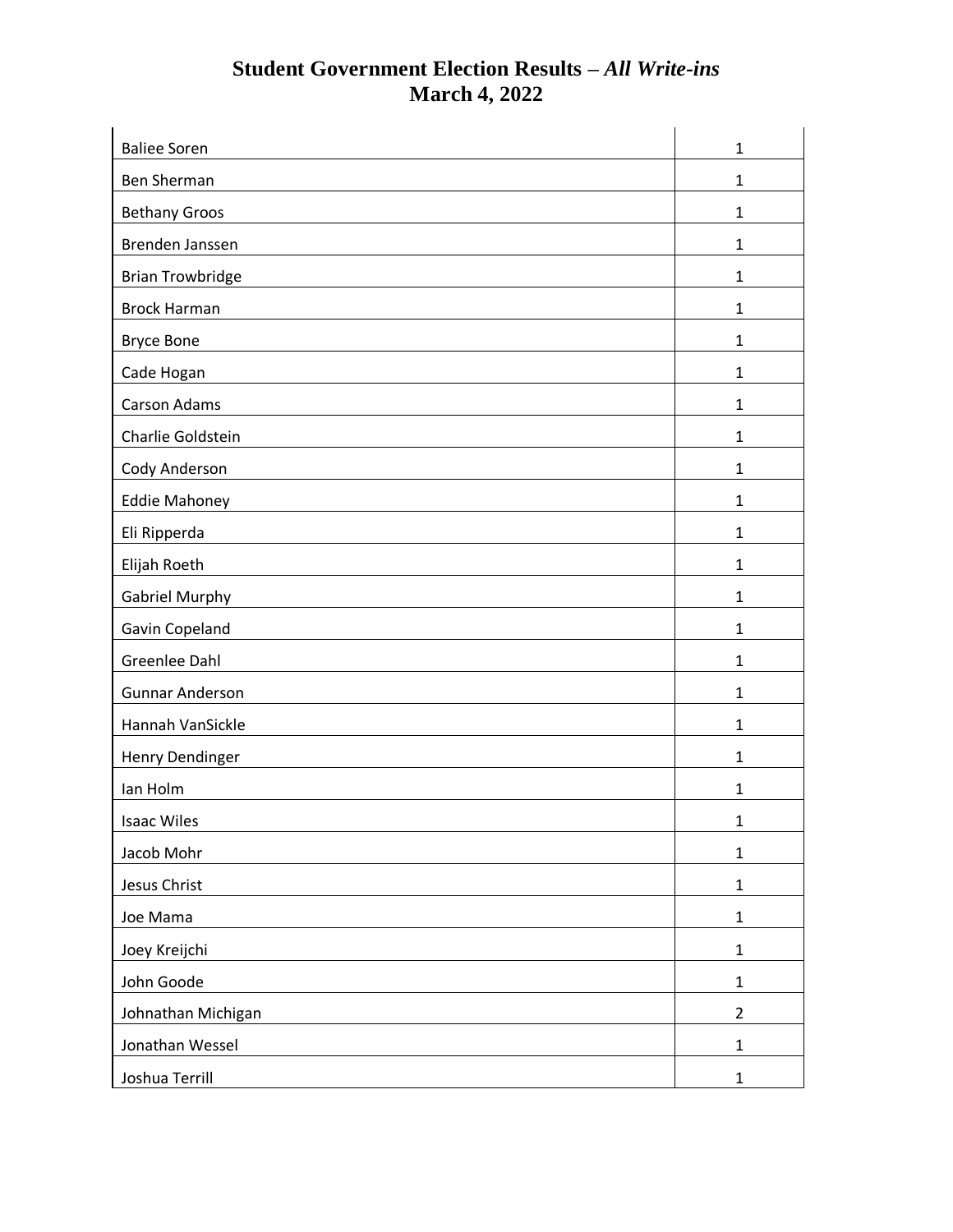# Student Government Election Results – *All Write-ins*
## March 4, 2022

| | |
|---|---|
| Baliee Soren | 1 |
| Ben Sherman | 1 |
| Bethany Groos | 1 |
| Brenden Janssen | 1 |
| Brian Trowbridge | 1 |
| Brock Harman | 1 |
| Bryce Bone | 1 |
| Cade Hogan | 1 |
| Carson Adams | 1 |
| Charlie Goldstein | 1 |
| Cody Anderson | 1 |
| Eddie Mahoney | 1 |
| Eli Ripperda | 1 |
| Elijah Roeth | 1 |
| Gabriel Murphy | 1 |
| Gavin Copeland | 1 |
| Greenlee Dahl | 1 |
| Gunnar Anderson | 1 |
| Hannah VanSickle | 1 |
| Henry Dendinger | 1 |
| Ian Holm | 1 |
| Isaac Wiles | 1 |
| Jacob Mohr | 1 |
| Jesus Christ | 1 |
| Joe Mama | 1 |
| Joey Kreijchi | 1 |
| John Goode | 1 |
| Johnathan Michigan | 2 |
| Jonathan Wessel | 1 |
| Joshua Terrill | 1 |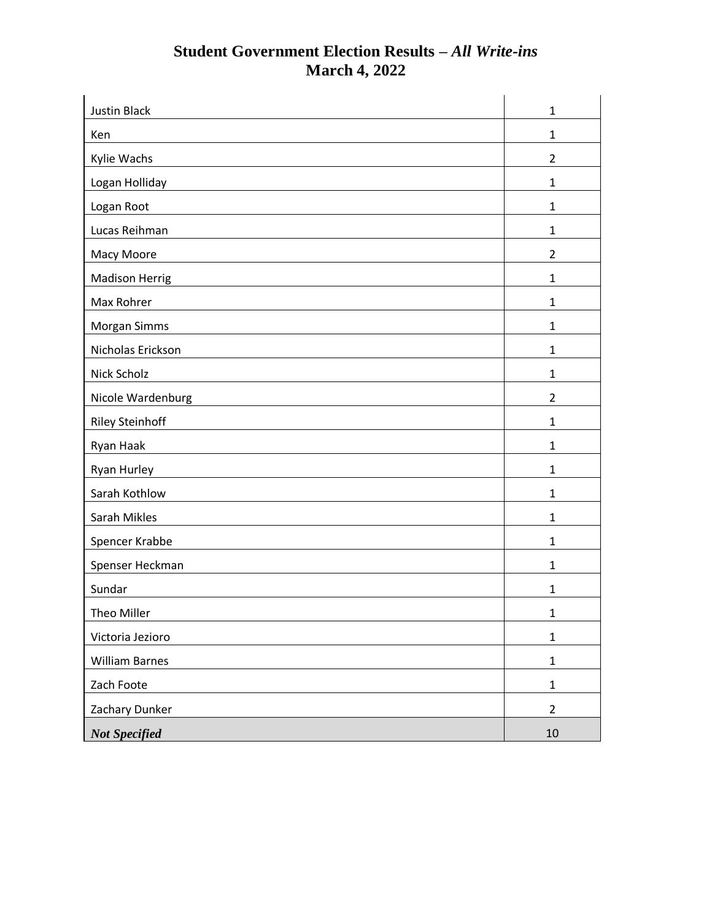# Student Government Election Results – *All Write-ins*
# March 4, 2022

| | |
|---|---|
| Justin Black | 1 |
| Ken | 1 |
| Kylie Wachs | 2 |
| Logan Holliday | 1 |
| Logan Root | 1 |
| Lucas Reihman | 1 |
| Macy Moore | 2 |
| Madison Herrig | 1 |
| Max Rohrer | 1 |
| Morgan Simms | 1 |
| Nicholas Erickson | 1 |
| Nick Scholz | 1 |
| Nicole Wardenburg | 2 |
| Riley Steinhoff | 1 |
| Ryan Haak | 1 |
| Ryan Hurley | 1 |
| Sarah Kothlow | 1 |
| Sarah Mikles | 1 |
| Spencer Krabbe | 1 |
| Spenser Heckman | 1 |
| Sundar | 1 |
| Theo Miller | 1 |
| Victoria Jezioro | 1 |
| William Barnes | 1 |
| Zach Foote | 1 |
| Zachary Dunker | 2 |
| ***Not Specified*** | 10 |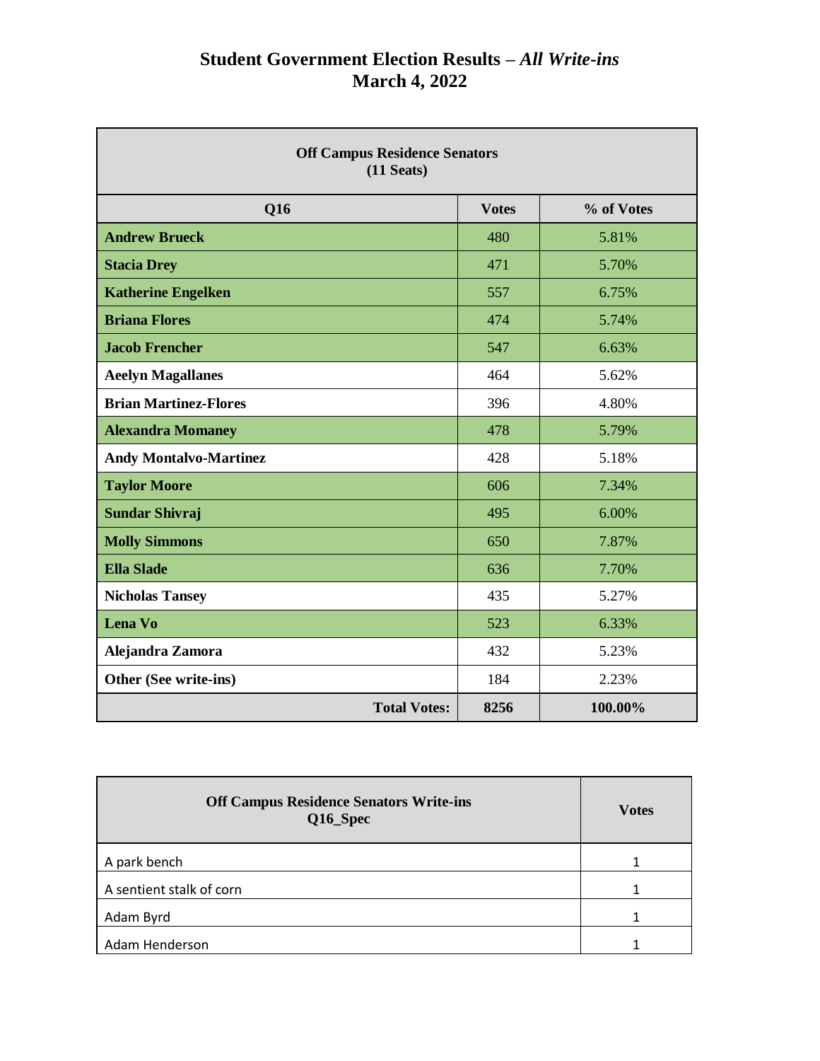# Student Government Election Results – *All Write-ins*
# March 4, 2022

| Off Campus Residence Senators (11 Seats) | | |
|---|---|---|
| **Q16** | **Votes** | **% of Votes** |
| **Andrew Brueck** | 480 | 5.81% |
| **Stacia Drey** | 471 | 5.70% |
| **Katherine Engelken** | 557 | 6.75% |
| **Briana Flores** | 474 | 5.74% |
| **Jacob Frencher** | 547 | 6.63% |
| **Aeelyn Magallanes** | 464 | 5.62% |
| **Brian Martinez-Flores** | 396 | 4.80% |
| **Alexandra Momaney** | 478 | 5.79% |
| **Andy Montalvo-Martinez** | 428 | 5.18% |
| **Taylor Moore** | 606 | 7.34% |
| **Sundar Shivraj** | 495 | 6.00% |
| **Molly Simmons** | 650 | 7.87% |
| **Ella Slade** | 636 | 7.70% |
| **Nicholas Tansey** | 435 | 5.27% |
| **Lena Vo** | 523 | 6.33% |
| **Alejandra Zamora** | 432 | 5.23% |
| **Other (See write-ins)** | 184 | 2.23% |
| **Total Votes:** | **8256** | **100.00%** |

| Off Campus Residence Senators Write-ins Q16_Spec | Votes |
|---|---|
| A park bench | 1 |
| A sentient stalk of corn | 1 |
| Adam Byrd | 1 |
| Adam Henderson | 1 |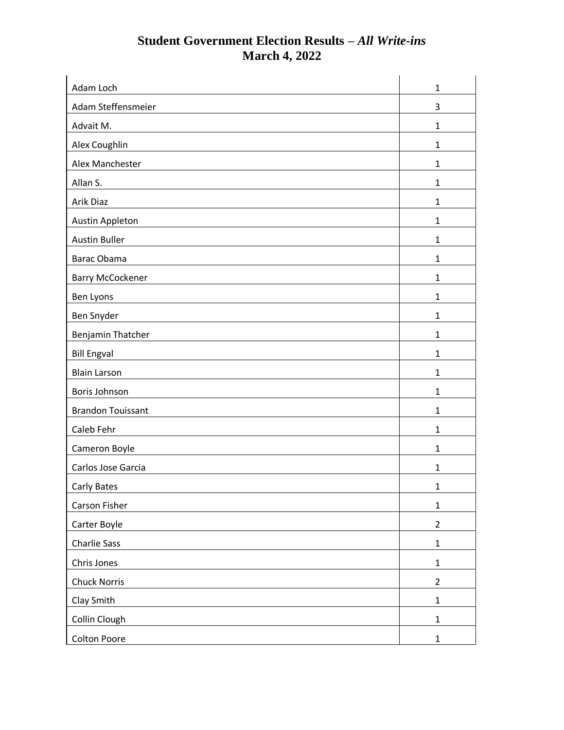# Student Government Election Results – *All Write-ins*
# March 4, 2022

| | |
|---|---|
| Adam Loch | 1 |
| Adam Steffensmeier | 3 |
| Advait M. | 1 |
| Alex Coughlin | 1 |
| Alex Manchester | 1 |
| Allan S. | 1 |
| Arik Diaz | 1 |
| Austin Appleton | 1 |
| Austin Buller | 1 |
| Barac Obama | 1 |
| Barry McCockener | 1 |
| Ben Lyons | 1 |
| Ben Snyder | 1 |
| Benjamin Thatcher | 1 |
| Bill Engval | 1 |
| Blain Larson | 1 |
| Boris Johnson | 1 |
| Brandon Touissant | 1 |
| Caleb Fehr | 1 |
| Cameron Boyle | 1 |
| Carlos Jose Garcia | 1 |
| Carly Bates | 1 |
| Carson Fisher | 1 |
| Carter Boyle | 2 |
| Charlie Sass | 1 |
| Chris Jones | 1 |
| Chuck Norris | 2 |
| Clay Smith | 1 |
| Collin Clough | 1 |
| Colton Poore | 1 |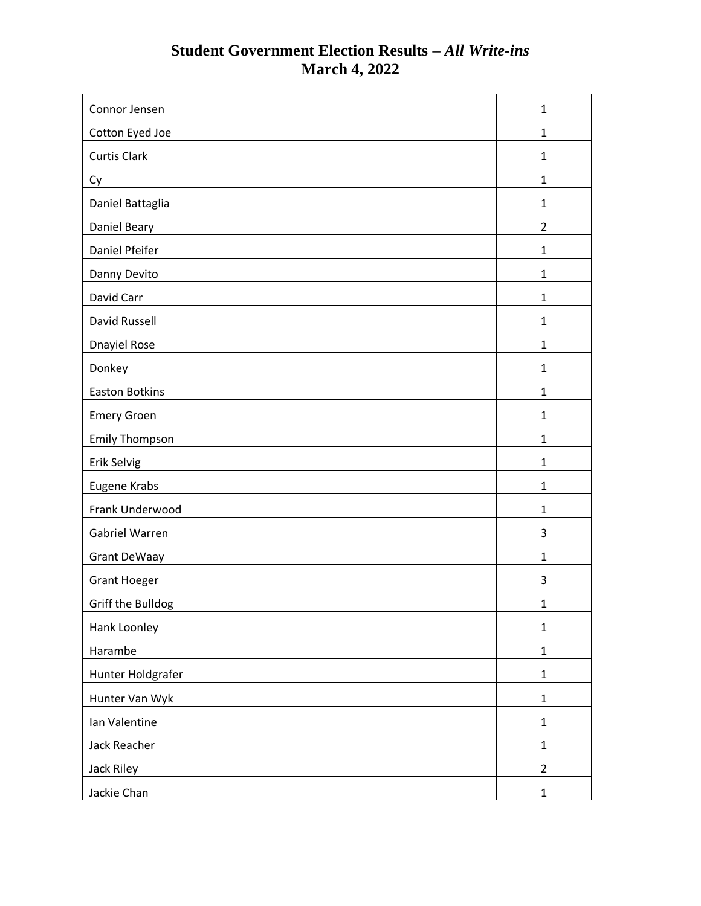# Student Government Election Results – *All Write-ins*
## March 4, 2022

| | |
|---|---|
| Connor Jensen | 1 |
| Cotton Eyed Joe | 1 |
| Curtis Clark | 1 |
| Cy | 1 |
| Daniel Battaglia | 1 |
| Daniel Beary | 2 |
| Daniel Pfeifer | 1 |
| Danny Devito | 1 |
| David Carr | 1 |
| David Russell | 1 |
| Dnayiel Rose | 1 |
| Donkey | 1 |
| Easton Botkins | 1 |
| Emery Groen | 1 |
| Emily Thompson | 1 |
| Erik Selvig | 1 |
| Eugene Krabs | 1 |
| Frank Underwood | 1 |
| Gabriel Warren | 3 |
| Grant DeWaay | 1 |
| Grant Hoeger | 3 |
| Griff the Bulldog | 1 |
| Hank Loonley | 1 |
| Harambe | 1 |
| Hunter Holdgrafer | 1 |
| Hunter Van Wyk | 1 |
| Ian Valentine | 1 |
| Jack Reacher | 1 |
| Jack Riley | 2 |
| Jackie Chan | 1 |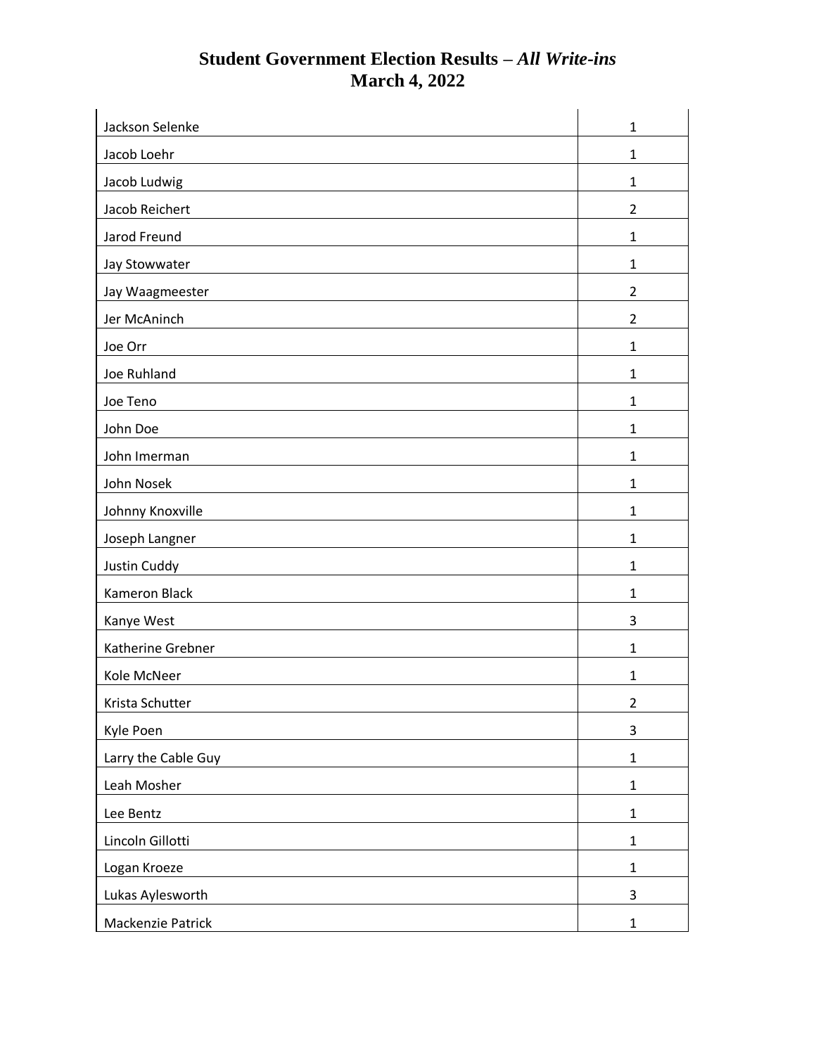# Student Government Election Results – *All Write-ins*
# March 4, 2022

| | |
|---|---|
| Jackson Selenke | 1 |
| Jacob Loehr | 1 |
| Jacob Ludwig | 1 |
| Jacob Reichert | 2 |
| Jarod Freund | 1 |
| Jay Stowwater | 1 |
| Jay Waagmeester | 2 |
| Jer McAninch | 2 |
| Joe Orr | 1 |
| Joe Ruhland | 1 |
| Joe Teno | 1 |
| John Doe | 1 |
| John Imerman | 1 |
| John Nosek | 1 |
| Johnny Knoxville | 1 |
| Joseph Langner | 1 |
| Justin Cuddy | 1 |
| Kameron Black | 1 |
| Kanye West | 3 |
| Katherine Grebner | 1 |
| Kole McNeer | 1 |
| Krista Schutter | 2 |
| Kyle Poen | 3 |
| Larry the Cable Guy | 1 |
| Leah Mosher | 1 |
| Lee Bentz | 1 |
| Lincoln Gillotti | 1 |
| Logan Kroeze | 1 |
| Lukas Aylesworth | 3 |
| Mackenzie Patrick | 1 |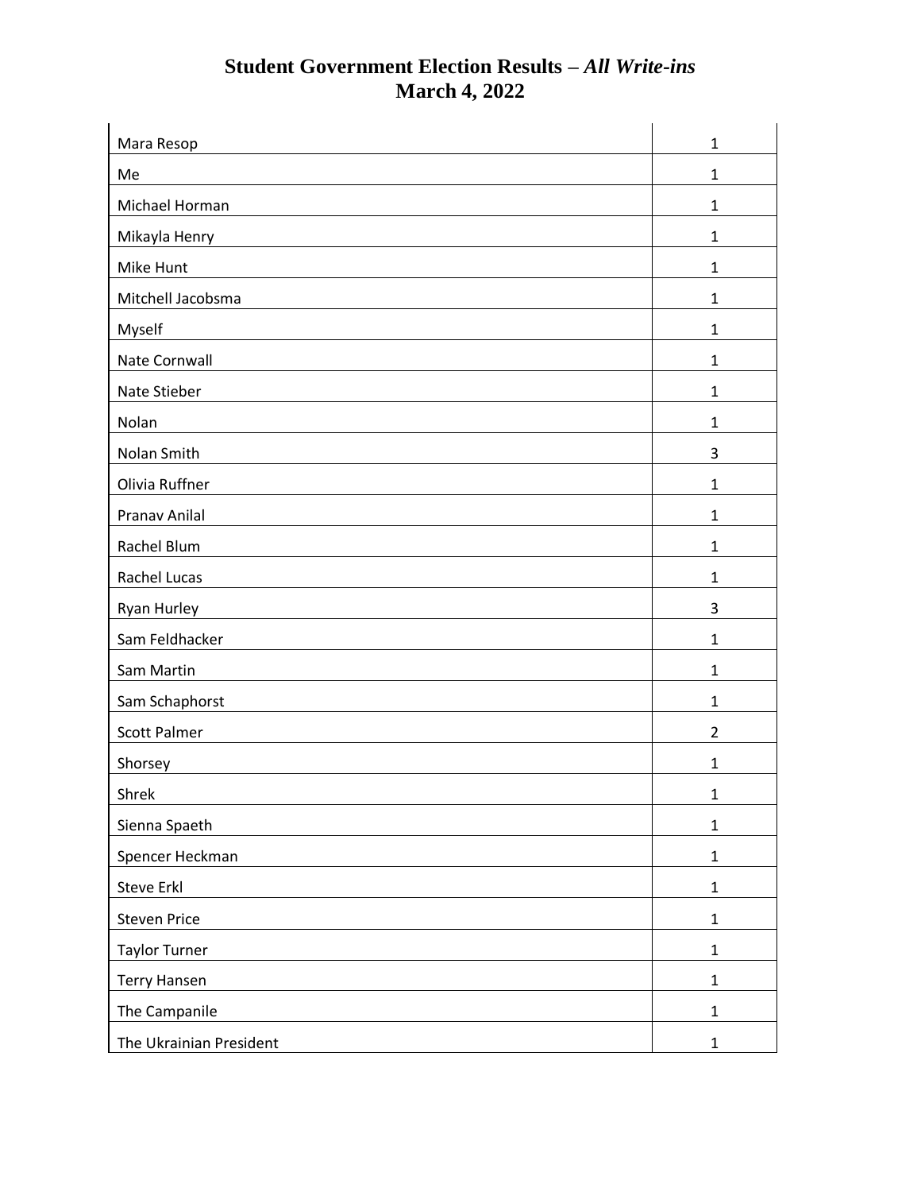# Student Government Election Results – *All Write-ins*
# March 4, 2022

| | |
|---|---|
| Mara Resop | 1 |
| Me | 1 |
| Michael Horman | 1 |
| Mikayla Henry | 1 |
| Mike Hunt | 1 |
| Mitchell Jacobsma | 1 |
| Myself | 1 |
| Nate Cornwall | 1 |
| Nate Stieber | 1 |
| Nolan | 1 |
| Nolan Smith | 3 |
| Olivia Ruffner | 1 |
| Pranav Anilal | 1 |
| Rachel Blum | 1 |
| Rachel Lucas | 1 |
| Ryan Hurley | 3 |
| Sam Feldhacker | 1 |
| Sam Martin | 1 |
| Sam Schaphorst | 1 |
| Scott Palmer | 2 |
| Shorsey | 1 |
| Shrek | 1 |
| Sienna Spaeth | 1 |
| Spencer Heckman | 1 |
| Steve Erkl | 1 |
| Steven Price | 1 |
| Taylor Turner | 1 |
| Terry Hansen | 1 |
| The Campanile | 1 |
| The Ukrainian President | 1 |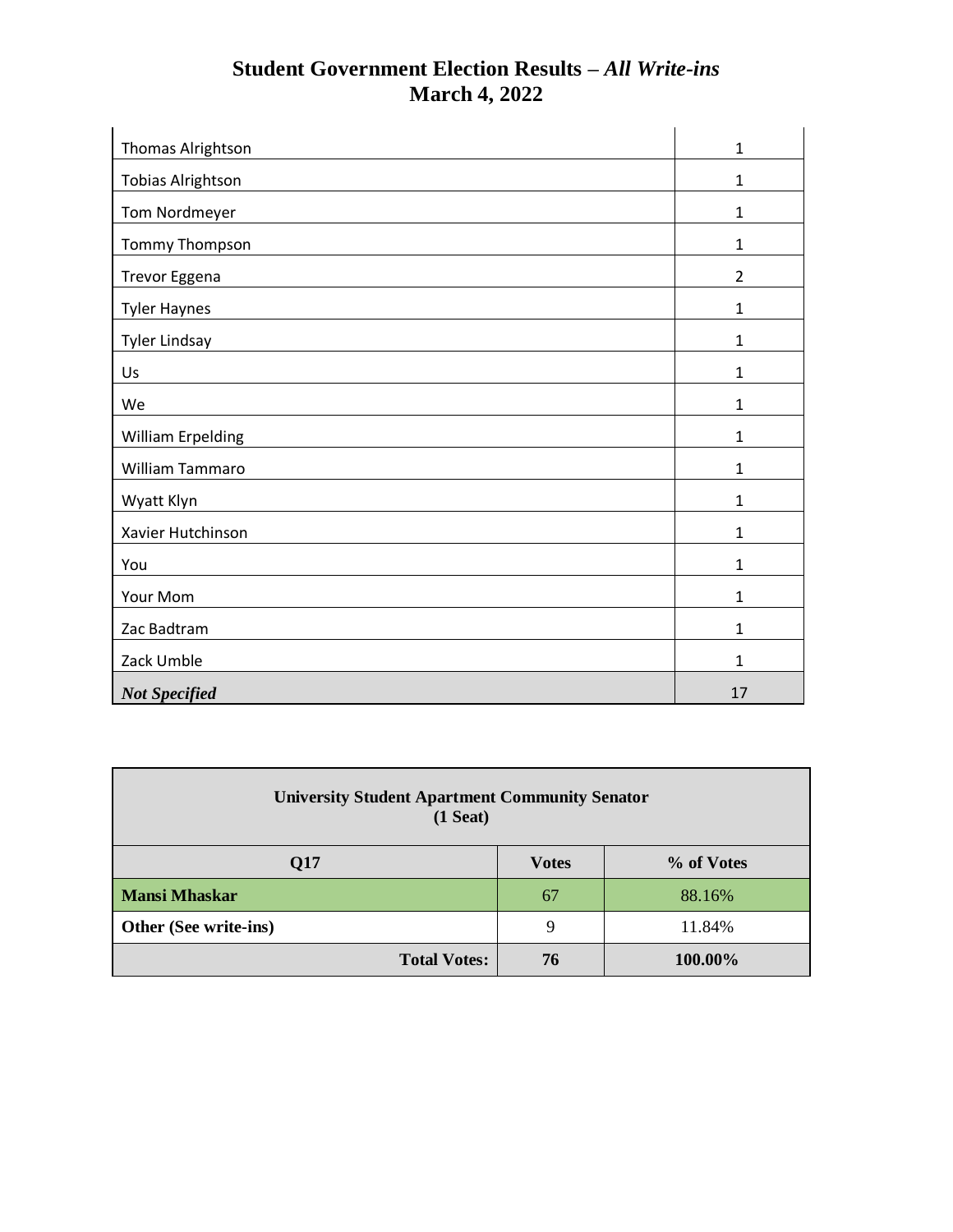# Student Government Election Results – *All Write-ins*
# March 4, 2022

| | |
|---|---|
| Thomas Alrightson | 1 |
| Tobias Alrightson | 1 |
| Tom Nordmeyer | 1 |
| Tommy Thompson | 1 |
| Trevor Eggena | 2 |
| Tyler Haynes | 1 |
| Tyler Lindsay | 1 |
| Us | 1 |
| We | 1 |
| William Erpelding | 1 |
| William Tammaro | 1 |
| Wyatt Klyn | 1 |
| Xavier Hutchinson | 1 |
| You | 1 |
| Your Mom | 1 |
| Zac Badtram | 1 |
| Zack Umble | 1 |
| ***Not Specified*** | 17 |

| University Student Apartment Community Senator (1 Seat) | | |
|---|---|---|
| **Q17** | **Votes** | **% of Votes** |
| **Mansi Mhaskar** | 67 | 88.16% |
| **Other (See write-ins)** | 9 | 11.84% |
| **Total Votes:** | **76** | **100.00%** |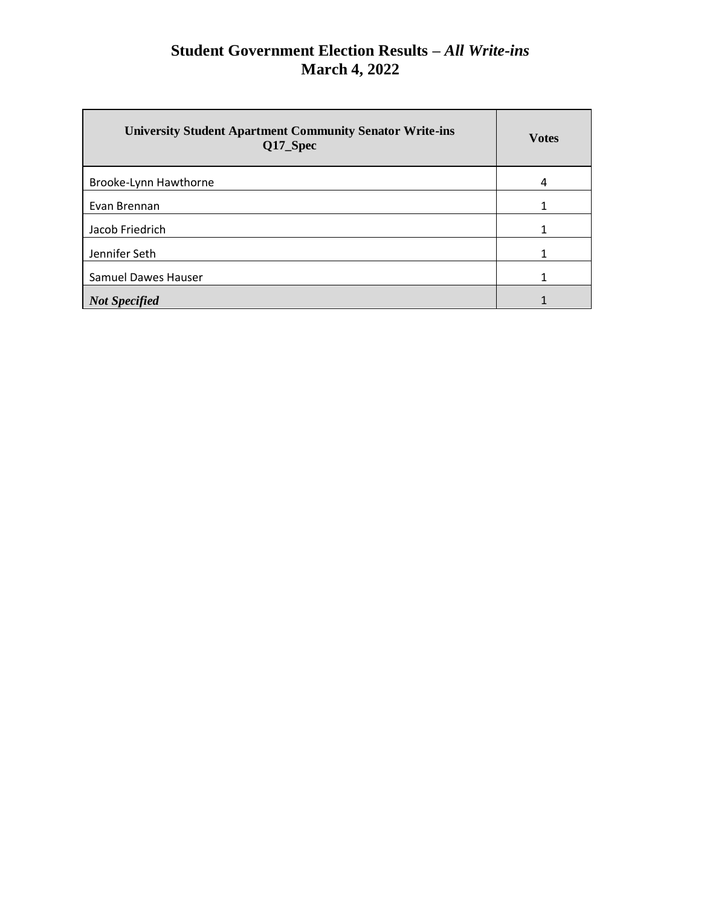# Student Government Election Results – *All Write-ins*
# March 4, 2022

| University Student Apartment Community Senator Write-ins Q17_Spec | Votes |
|---|---|
| Brooke-Lynn Hawthorne | 4 |
| Evan Brennan | 1 |
| Jacob Friedrich | 1 |
| Jennifer Seth | 1 |
| Samuel Dawes Hauser | 1 |
| ***Not Specified*** | 1 |